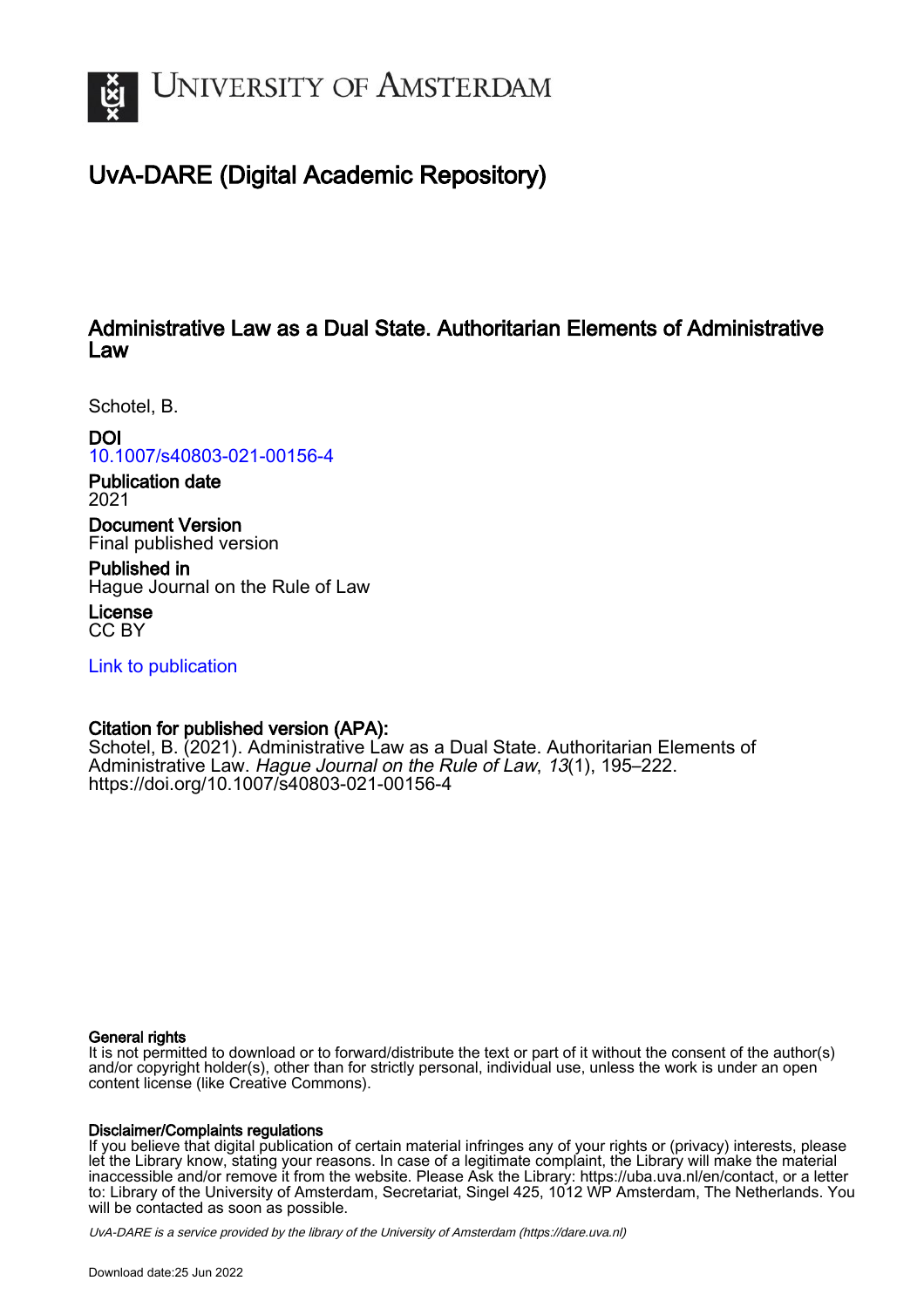# University of Amsterdam

## UvA-DARE (Digital Academic Repository)

### Administrative Law as a Dual State. Authoritarian Elements of Administrative Law

Schotel, B.

**DOI**
10.1007/s40803-021-00156-4

**Publication date**
2021

**Document Version**
Final published version

**Published in**
Hague Journal on the Rule of Law

**License**
CC BY

Link to publication

**Citation for published version (APA):**
Schotel, B. (2021). Administrative Law as a Dual State. Authoritarian Elements of Administrative Law. *Hague Journal on the Rule of Law*, *13*(1), 195–222. https://doi.org/10.1007/s40803-021-00156-4

**General rights**
It is not permitted to download or to forward/distribute the text or part of it without the consent of the author(s) and/or copyright holder(s), other than for strictly personal, individual use, unless the work is under an open content license (like Creative Commons).

**Disclaimer/Complaints regulations**
If you believe that digital publication of certain material infringes any of your rights or (privacy) interests, please let the Library know, stating your reasons. In case of a legitimate complaint, the Library will make the material inaccessible and/or remove it from the website. Please Ask the Library: https://uba.uva.nl/en/contact, or a letter to: Library of the University of Amsterdam, Secretariat, Singel 425, 1012 WP Amsterdam, The Netherlands. You will be contacted as soon as possible.

*UvA-DARE is a service provided by the library of the University of Amsterdam (https://dare.uva.nl)*

Download date:25 Jun 2022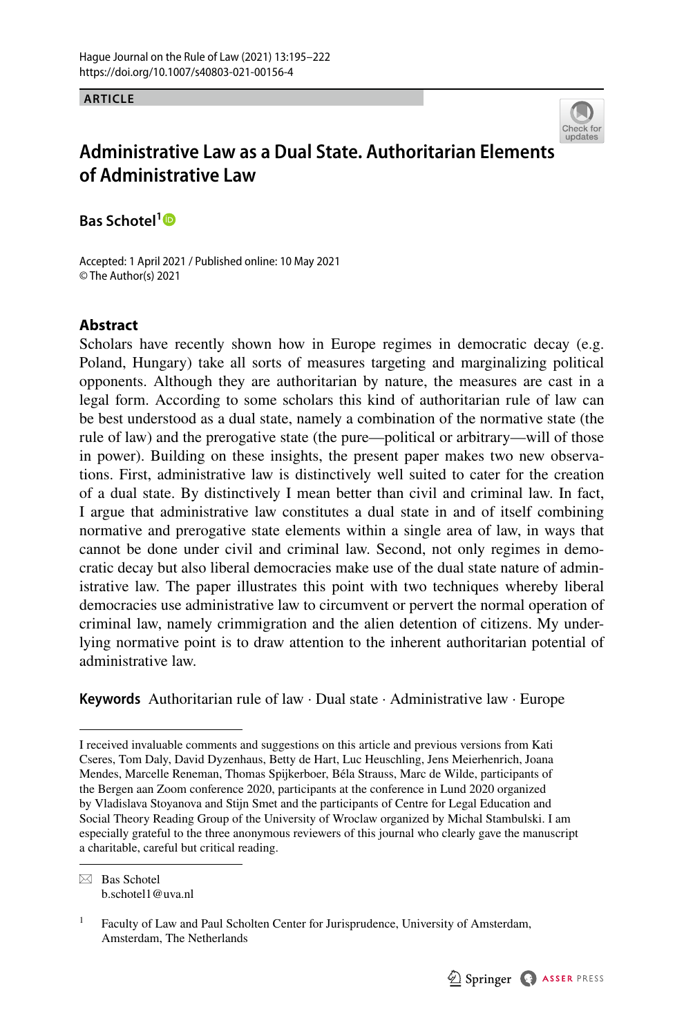Hague Journal on the Rule of Law (2021) 13:195–222
https://doi.org/10.1007/s40803-021-00156-4

**ARTICLE**

# Administrative Law as a Dual State. Authoritarian Elements of Administrative Law

**Bas Schotel**[1]

Accepted: 1 April 2021 / Published online: 10 May 2021
© The Author(s) 2021

## Abstract

Scholars have recently shown how in Europe regimes in democratic decay (e.g. Poland, Hungary) take all sorts of measures targeting and marginalizing political opponents. Although they are authoritarian by nature, the measures are cast in a legal form. According to some scholars this kind of authoritarian rule of law can be best understood as a dual state, namely a combination of the normative state (the rule of law) and the prerogative state (the pure—political or arbitrary—will of those in power). Building on these insights, the present paper makes two new observations. First, administrative law is distinctively well suited to cater for the creation of a dual state. By distinctively I mean better than civil and criminal law. In fact, I argue that administrative law constitutes a dual state in and of itself combining normative and prerogative state elements within a single area of law, in ways that cannot be done under civil and criminal law. Second, not only regimes in democratic decay but also liberal democracies make use of the dual state nature of administrative law. The paper illustrates this point with two techniques whereby liberal democracies use administrative law to circumvent or pervert the normal operation of criminal law, namely crimmigration and the alien detention of citizens. My underlying normative point is to draw attention to the inherent authoritarian potential of administrative law.

**Keywords** Authoritarian rule of law · Dual state · Administrative law · Europe

---

I received invaluable comments and suggestions on this article and previous versions from Kati Cseres, Tom Daly, David Dyzenhaus, Betty de Hart, Luc Heuschling, Jens Meierhenrich, Joana Mendes, Marcelle Reneman, Thomas Spijkerboer, Béla Strauss, Marc de Wilde, participants of the Bergen aan Zoom conference 2020, participants at the conference in Lund 2020 organized by Vladislava Stoyanova and Stijn Smet and the participants of Centre for Legal Education and Social Theory Reading Group of the University of Wroclaw organized by Michal Stambulski. I am especially grateful to the three anonymous reviewers of this journal who clearly gave the manuscript a charitable, careful but critical reading.

---

✉ Bas Schotel
b.schotel1@uva.nl

[1] Faculty of Law and Paul Scholten Center for Jurisprudence, University of Amsterdam, Amsterdam, The Netherlands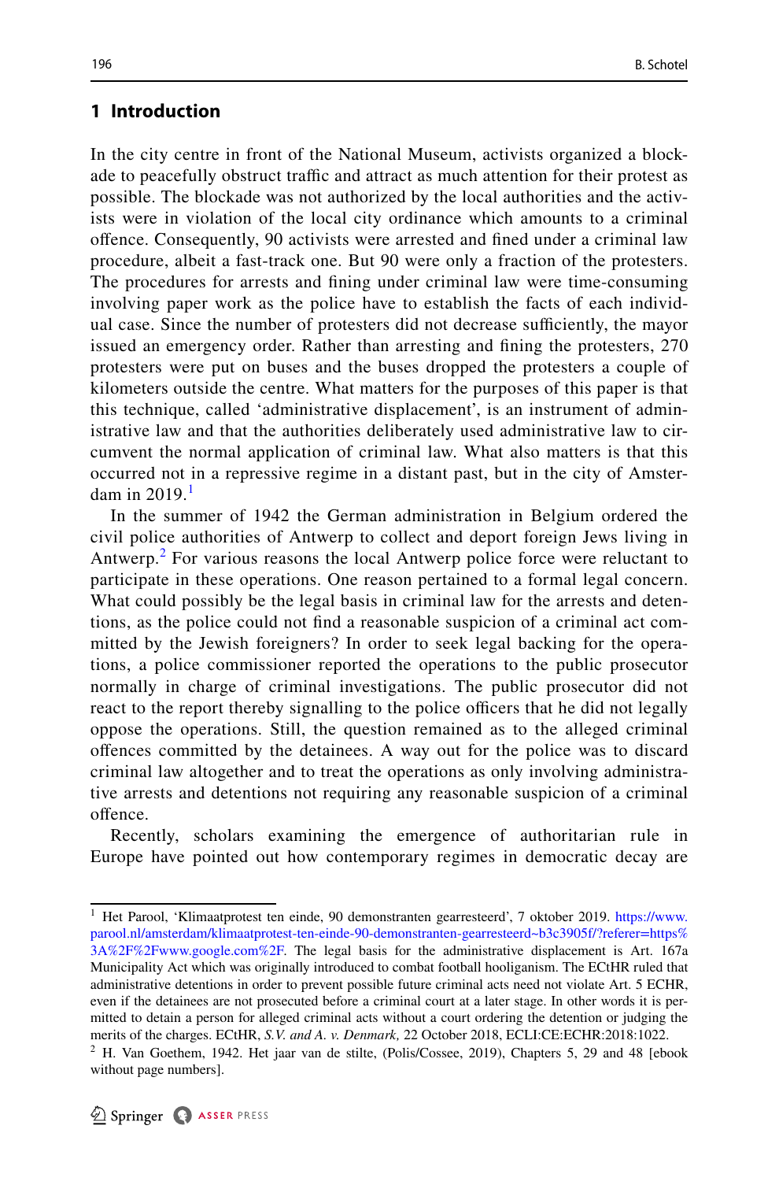## 1 Introduction

In the city centre in front of the National Museum, activists organized a blockade to peacefully obstruct traffic and attract as much attention for their protest as possible. The blockade was not authorized by the local authorities and the activists were in violation of the local city ordinance which amounts to a criminal offence. Consequently, 90 activists were arrested and fined under a criminal law procedure, albeit a fast-track one. But 90 were only a fraction of the protesters. The procedures for arrests and fining under criminal law were time-consuming involving paper work as the police have to establish the facts of each individual case. Since the number of protesters did not decrease sufficiently, the mayor issued an emergency order. Rather than arresting and fining the protesters, 270 protesters were put on buses and the buses dropped the protesters a couple of kilometers outside the centre. What matters for the purposes of this paper is that this technique, called 'administrative displacement', is an instrument of administrative law and that the authorities deliberately used administrative law to circumvent the normal application of criminal law. What also matters is that this occurred not in a repressive regime in a distant past, but in the city of Amsterdam in 2019.[1]

In the summer of 1942 the German administration in Belgium ordered the civil police authorities of Antwerp to collect and deport foreign Jews living in Antwerp.[2] For various reasons the local Antwerp police force were reluctant to participate in these operations. One reason pertained to a formal legal concern. What could possibly be the legal basis in criminal law for the arrests and detentions, as the police could not find a reasonable suspicion of a criminal act committed by the Jewish foreigners? In order to seek legal backing for the operations, a police commissioner reported the operations to the public prosecutor normally in charge of criminal investigations. The public prosecutor did not react to the report thereby signalling to the police officers that he did not legally oppose the operations. Still, the question remained as to the alleged criminal offences committed by the detainees. A way out for the police was to discard criminal law altogether and to treat the operations as only involving administrative arrests and detentions not requiring any reasonable suspicion of a criminal offence.

Recently, scholars examining the emergence of authoritarian rule in Europe have pointed out how contemporary regimes in democratic decay are

---

[1] Het Parool, 'Klimaatprotest ten einde, 90 demonstranten gearresteerd', 7 oktober 2019. https://www.parool.nl/amsterdam/klimaatprotest-ten-einde-90-demonstranten-gearresteerd~b3c3905f/?referer=https%3A%2F%2Fwww.google.com%2F. The legal basis for the administrative displacement is Art. 167a Municipality Act which was originally introduced to combat football hooliganism. The ECtHR ruled that administrative detentions in order to prevent possible future criminal acts need not violate Art. 5 ECHR, even if the detainees are not prosecuted before a criminal court at a later stage. In other words it is permitted to detain a person for alleged criminal acts without a court ordering the detention or judging the merits of the charges. ECtHR, *S.V. and A. v. Denmark,* 22 October 2018, ECLI:CE:ECHR:2018:1022.

[2] H. Van Goethem, 1942. Het jaar van de stilte, (Polis/Cossee, 2019), Chapters 5, 29 and 48 [ebook without page numbers].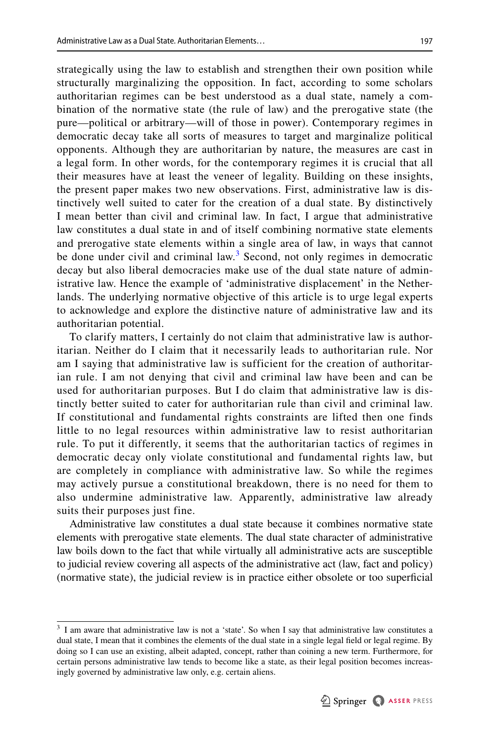strategically using the law to establish and strengthen their own position while structurally marginalizing the opposition. In fact, according to some scholars authoritarian regimes can be best understood as a dual state, namely a combination of the normative state (the rule of law) and the prerogative state (the pure—political or arbitrary—will of those in power). Contemporary regimes in democratic decay take all sorts of measures to target and marginalize political opponents. Although they are authoritarian by nature, the measures are cast in a legal form. In other words, for the contemporary regimes it is crucial that all their measures have at least the veneer of legality. Building on these insights, the present paper makes two new observations. First, administrative law is distinctively well suited to cater for the creation of a dual state. By distinctively I mean better than civil and criminal law. In fact, I argue that administrative law constitutes a dual state in and of itself combining normative state elements and prerogative state elements within a single area of law, in ways that cannot be done under civil and criminal law.[3] Second, not only regimes in democratic decay but also liberal democracies make use of the dual state nature of administrative law. Hence the example of 'administrative displacement' in the Netherlands. The underlying normative objective of this article is to urge legal experts to acknowledge and explore the distinctive nature of administrative law and its authoritarian potential.

To clarify matters, I certainly do not claim that administrative law is authoritarian. Neither do I claim that it necessarily leads to authoritarian rule. Nor am I saying that administrative law is sufficient for the creation of authoritarian rule. I am not denying that civil and criminal law have been and can be used for authoritarian purposes. But I do claim that administrative law is distinctly better suited to cater for authoritarian rule than civil and criminal law. If constitutional and fundamental rights constraints are lifted then one finds little to no legal resources within administrative law to resist authoritarian rule. To put it differently, it seems that the authoritarian tactics of regimes in democratic decay only violate constitutional and fundamental rights law, but are completely in compliance with administrative law. So while the regimes may actively pursue a constitutional breakdown, there is no need for them to also undermine administrative law. Apparently, administrative law already suits their purposes just fine.

Administrative law constitutes a dual state because it combines normative state elements with prerogative state elements. The dual state character of administrative law boils down to the fact that while virtually all administrative acts are susceptible to judicial review covering all aspects of the administrative act (law, fact and policy) (normative state), the judicial review is in practice either obsolete or too superficial

---

[3] I am aware that administrative law is not a 'state'. So when I say that administrative law constitutes a dual state, I mean that it combines the elements of the dual state in a single legal field or legal regime. By doing so I can use an existing, albeit adapted, concept, rather than coining a new term. Furthermore, for certain persons administrative law tends to become like a state, as their legal position becomes increasingly governed by administrative law only, e.g. certain aliens.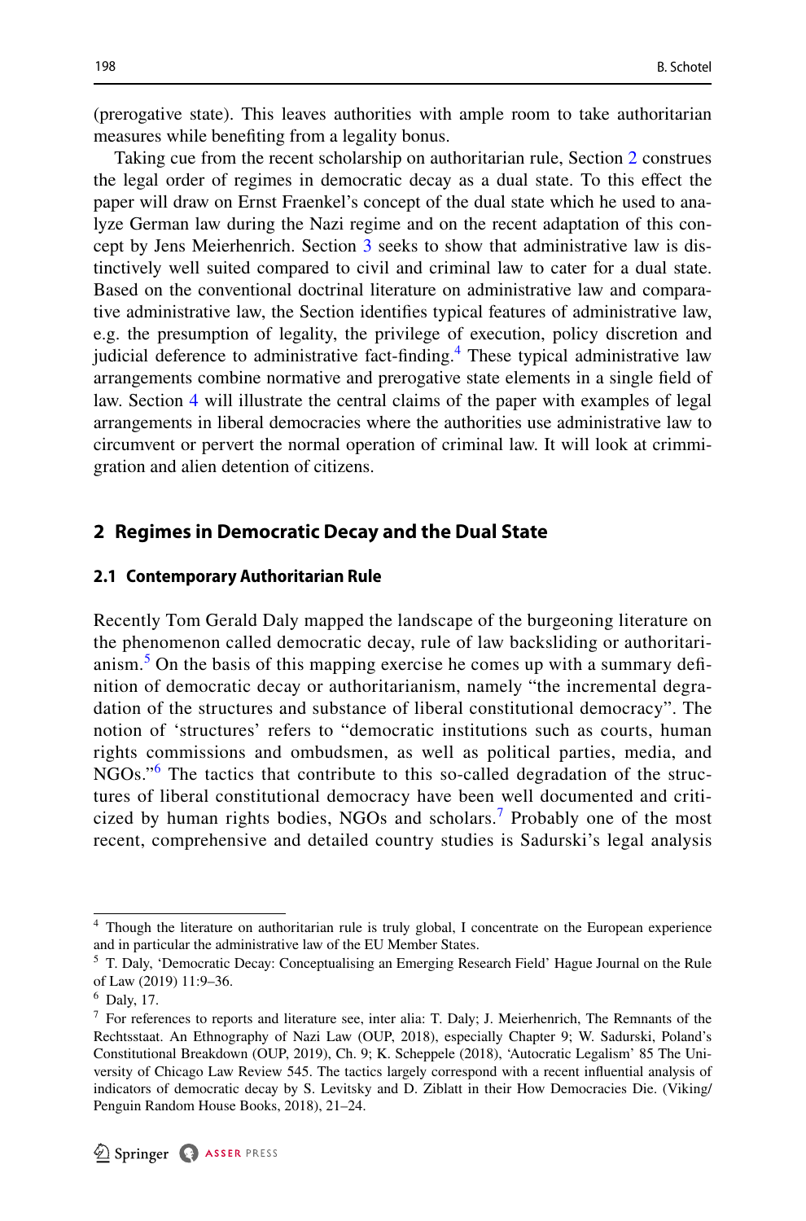(prerogative state). This leaves authorities with ample room to take authoritarian measures while benefiting from a legality bonus.

Taking cue from the recent scholarship on authoritarian rule, Section 2 construes the legal order of regimes in democratic decay as a dual state. To this effect the paper will draw on Ernst Fraenkel's concept of the dual state which he used to analyze German law during the Nazi regime and on the recent adaptation of this concept by Jens Meierhenrich. Section 3 seeks to show that administrative law is distinctively well suited compared to civil and criminal law to cater for a dual state. Based on the conventional doctrinal literature on administrative law and comparative administrative law, the Section identifies typical features of administrative law, e.g. the presumption of legality, the privilege of execution, policy discretion and judicial deference to administrative fact-finding.[4] These typical administrative law arrangements combine normative and prerogative state elements in a single field of law. Section 4 will illustrate the central claims of the paper with examples of legal arrangements in liberal democracies where the authorities use administrative law to circumvent or pervert the normal operation of criminal law. It will look at crimmigration and alien detention of citizens.

## 2 Regimes in Democratic Decay and the Dual State

### 2.1 Contemporary Authoritarian Rule

Recently Tom Gerald Daly mapped the landscape of the burgeoning literature on the phenomenon called democratic decay, rule of law backsliding or authoritarianism.[5] On the basis of this mapping exercise he comes up with a summary definition of democratic decay or authoritarianism, namely "the incremental degradation of the structures and substance of liberal constitutional democracy". The notion of 'structures' refers to "democratic institutions such as courts, human rights commissions and ombudsmen, as well as political parties, media, and NGOs."[6] The tactics that contribute to this so-called degradation of the structures of liberal constitutional democracy have been well documented and criticized by human rights bodies, NGOs and scholars.[7] Probably one of the most recent, comprehensive and detailed country studies is Sadurski's legal analysis

---

[4] Though the literature on authoritarian rule is truly global, I concentrate on the European experience and in particular the administrative law of the EU Member States.

[5] T. Daly, 'Democratic Decay: Conceptualising an Emerging Research Field' Hague Journal on the Rule of Law (2019) 11:9–36.

[6] Daly, 17.

[7] For references to reports and literature see, inter alia: T. Daly; J. Meierhenrich, The Remnants of the Rechtsstaat. An Ethnography of Nazi Law (OUP, 2018), especially Chapter 9; W. Sadurski, Poland's Constitutional Breakdown (OUP, 2019), Ch. 9; K. Scheppele (2018), 'Autocratic Legalism' 85 The University of Chicago Law Review 545. The tactics largely correspond with a recent influential analysis of indicators of democratic decay by S. Levitsky and D. Ziblatt in their How Democracies Die. (Viking/Penguin Random House Books, 2018), 21–24.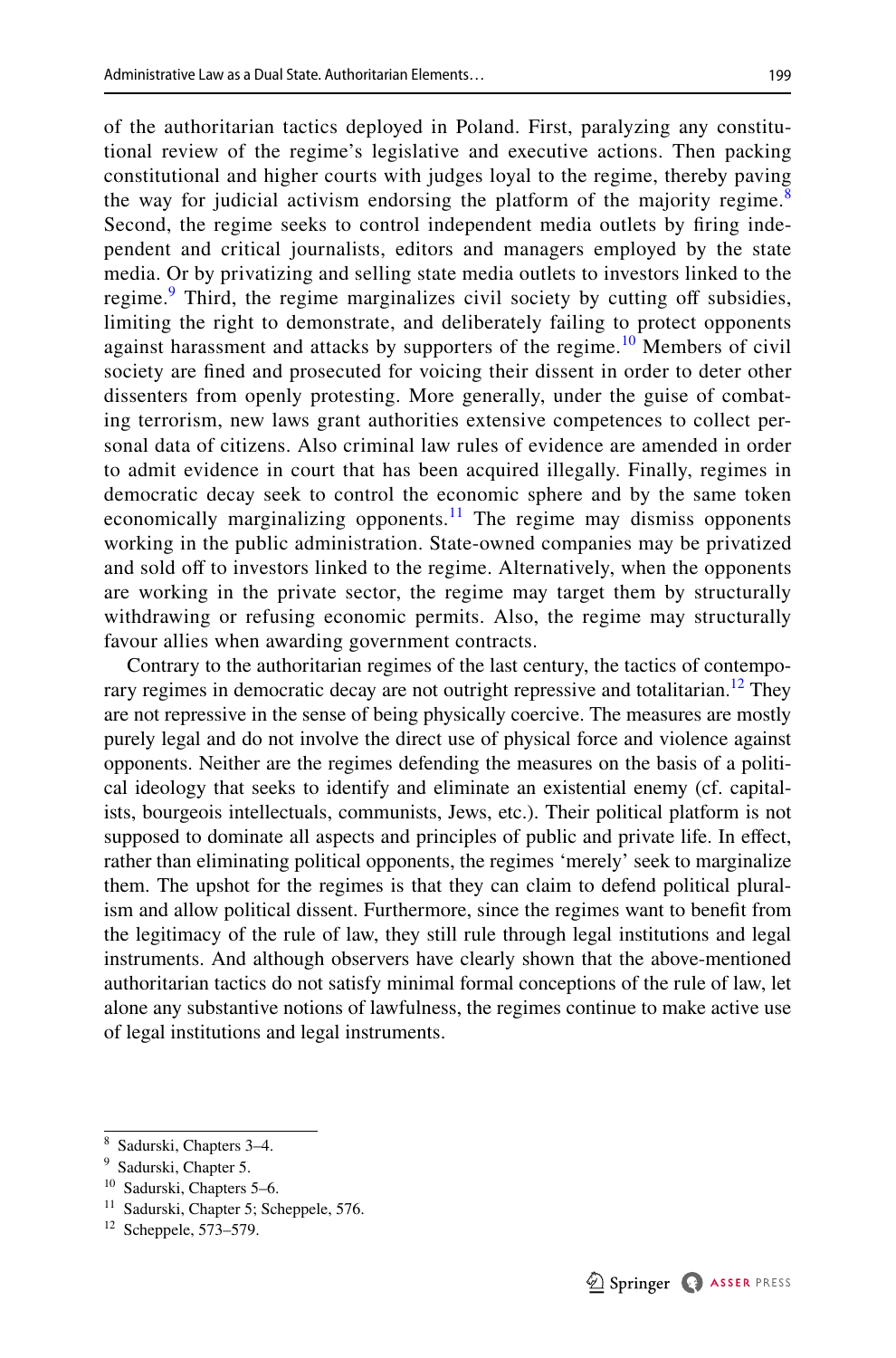of the authoritarian tactics deployed in Poland. First, paralyzing any constitutional review of the regime's legislative and executive actions. Then packing constitutional and higher courts with judges loyal to the regime, thereby paving the way for judicial activism endorsing the platform of the majority regime.[8] Second, the regime seeks to control independent media outlets by firing independent and critical journalists, editors and managers employed by the state media. Or by privatizing and selling state media outlets to investors linked to the regime.[9] Third, the regime marginalizes civil society by cutting off subsidies, limiting the right to demonstrate, and deliberately failing to protect opponents against harassment and attacks by supporters of the regime.[10] Members of civil society are fined and prosecuted for voicing their dissent in order to deter other dissenters from openly protesting. More generally, under the guise of combating terrorism, new laws grant authorities extensive competences to collect personal data of citizens. Also criminal law rules of evidence are amended in order to admit evidence in court that has been acquired illegally. Finally, regimes in democratic decay seek to control the economic sphere and by the same token economically marginalizing opponents.[11] The regime may dismiss opponents working in the public administration. State-owned companies may be privatized and sold off to investors linked to the regime. Alternatively, when the opponents are working in the private sector, the regime may target them by structurally withdrawing or refusing economic permits. Also, the regime may structurally favour allies when awarding government contracts.

Contrary to the authoritarian regimes of the last century, the tactics of contemporary regimes in democratic decay are not outright repressive and totalitarian.[12] They are not repressive in the sense of being physically coercive. The measures are mostly purely legal and do not involve the direct use of physical force and violence against opponents. Neither are the regimes defending the measures on the basis of a political ideology that seeks to identify and eliminate an existential enemy (cf. capitalists, bourgeois intellectuals, communists, Jews, etc.). Their political platform is not supposed to dominate all aspects and principles of public and private life. In effect, rather than eliminating political opponents, the regimes 'merely' seek to marginalize them. The upshot for the regimes is that they can claim to defend political pluralism and allow political dissent. Furthermore, since the regimes want to benefit from the legitimacy of the rule of law, they still rule through legal institutions and legal instruments. And although observers have clearly shown that the above-mentioned authoritarian tactics do not satisfy minimal formal conceptions of the rule of law, let alone any substantive notions of lawfulness, the regimes continue to make active use of legal institutions and legal instruments.

---

[8] Sadurski, Chapters 3–4.

[9] Sadurski, Chapter 5.

[10] Sadurski, Chapters 5–6.

[11] Sadurski, Chapter 5; Scheppele, 576.

[12] Scheppele, 573–579.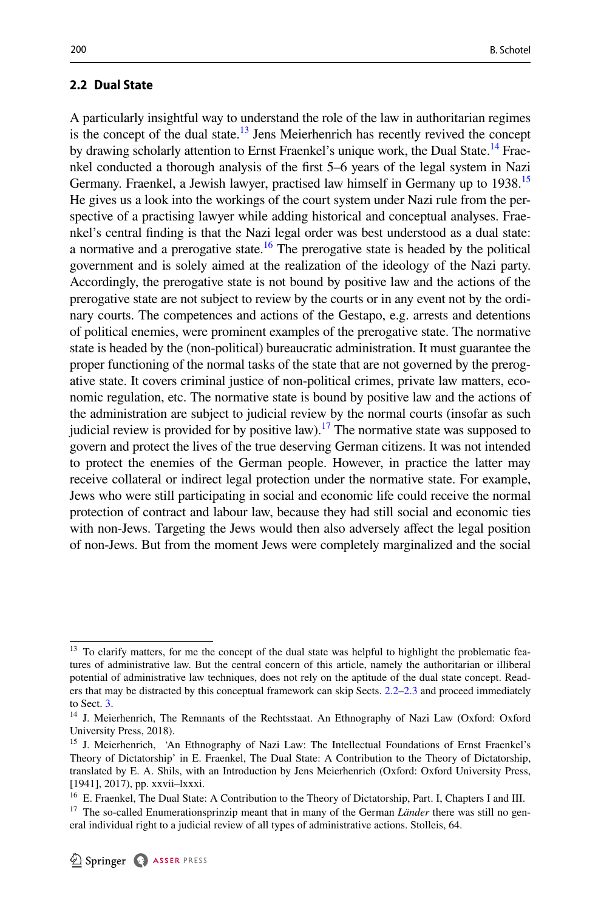## 2.2 Dual State

A particularly insightful way to understand the role of the law in authoritarian regimes is the concept of the dual state.[13] Jens Meierhenrich has recently revived the concept by drawing scholarly attention to Ernst Fraenkel's unique work, the Dual State.[14] Fraenkel conducted a thorough analysis of the first 5–6 years of the legal system in Nazi Germany. Fraenkel, a Jewish lawyer, practised law himself in Germany up to 1938.[15] He gives us a look into the workings of the court system under Nazi rule from the perspective of a practising lawyer while adding historical and conceptual analyses. Fraenkel's central finding is that the Nazi legal order was best understood as a dual state: a normative and a prerogative state.[16] The prerogative state is headed by the political government and is solely aimed at the realization of the ideology of the Nazi party. Accordingly, the prerogative state is not bound by positive law and the actions of the prerogative state are not subject to review by the courts or in any event not by the ordinary courts. The competences and actions of the Gestapo, e.g. arrests and detentions of political enemies, were prominent examples of the prerogative state. The normative state is headed by the (non-political) bureaucratic administration. It must guarantee the proper functioning of the normal tasks of the state that are not governed by the prerogative state. It covers criminal justice of non-political crimes, private law matters, economic regulation, etc. The normative state is bound by positive law and the actions of the administration are subject to judicial review by the normal courts (insofar as such judicial review is provided for by positive law).[17] The normative state was supposed to govern and protect the lives of the true deserving German citizens. It was not intended to protect the enemies of the German people. However, in practice the latter may receive collateral or indirect legal protection under the normative state. For example, Jews who were still participating in social and economic life could receive the normal protection of contract and labour law, because they had still social and economic ties with non-Jews. Targeting the Jews would then also adversely affect the legal position of non-Jews. But from the moment Jews were completely marginalized and the social

---

[13] To clarify matters, for me the concept of the dual state was helpful to highlight the problematic features of administrative law. But the central concern of this article, namely the authoritarian or illiberal potential of administrative law techniques, does not rely on the aptitude of the dual state concept. Readers that may be distracted by this conceptual framework can skip Sects. 2.2–2.3 and proceed immediately to Sect. 3.

[14] J. Meierhenrich, The Remnants of the Rechtsstaat. An Ethnography of Nazi Law (Oxford: Oxford University Press, 2018).

[15] J. Meierhenrich, 'An Ethnography of Nazi Law: The Intellectual Foundations of Ernst Fraenkel's Theory of Dictatorship' in E. Fraenkel, The Dual State: A Contribution to the Theory of Dictatorship, translated by E. A. Shils, with an Introduction by Jens Meierhenrich (Oxford: Oxford University Press, [1941], 2017), pp. xxvii–lxxxi.

[16] E. Fraenkel, The Dual State: A Contribution to the Theory of Dictatorship, Part. I, Chapters I and III.

[17] The so-called Enumerationsprinzip meant that in many of the German *Länder* there was still no general individual right to a judicial review of all types of administrative actions. Stolleis, 64.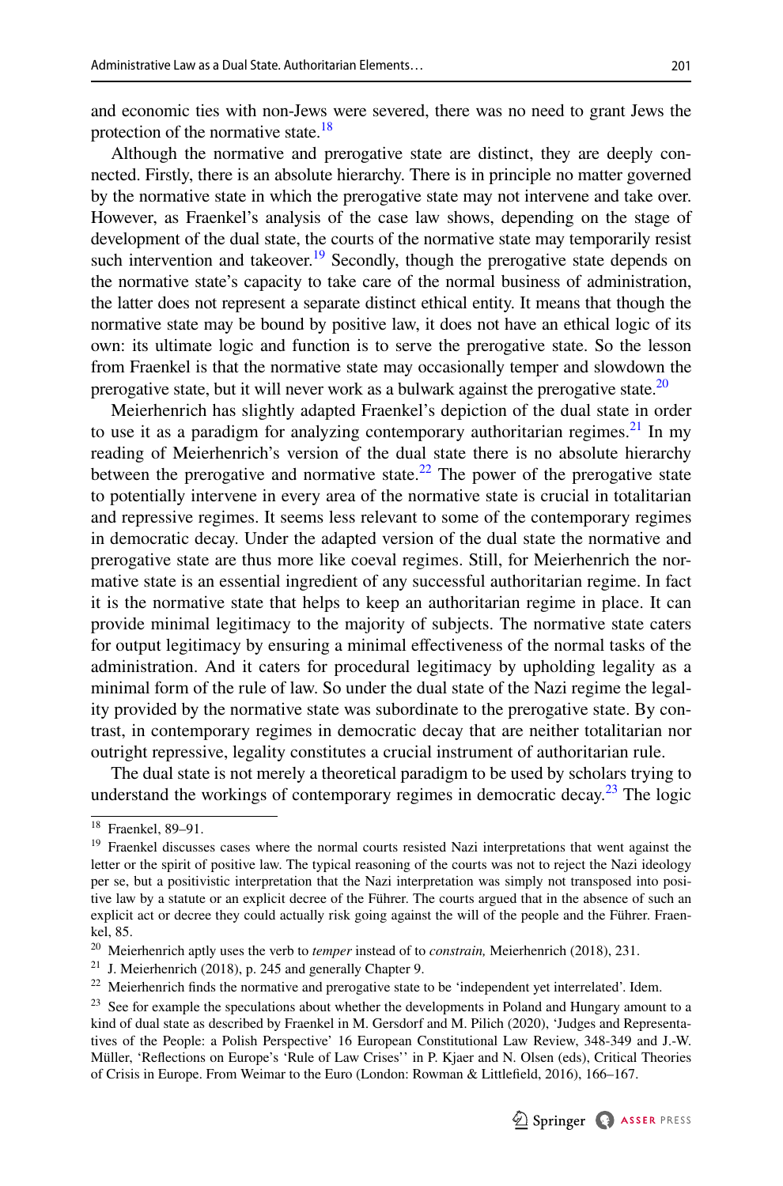and economic ties with non-Jews were severed, there was no need to grant Jews the protection of the normative state.[18]

Although the normative and prerogative state are distinct, they are deeply connected. Firstly, there is an absolute hierarchy. There is in principle no matter governed by the normative state in which the prerogative state may not intervene and take over. However, as Fraenkel's analysis of the case law shows, depending on the stage of development of the dual state, the courts of the normative state may temporarily resist such intervention and takeover.[19] Secondly, though the prerogative state depends on the normative state's capacity to take care of the normal business of administration, the latter does not represent a separate distinct ethical entity. It means that though the normative state may be bound by positive law, it does not have an ethical logic of its own: its ultimate logic and function is to serve the prerogative state. So the lesson from Fraenkel is that the normative state may occasionally temper and slowdown the prerogative state, but it will never work as a bulwark against the prerogative state.[20]

Meierhenrich has slightly adapted Fraenkel's depiction of the dual state in order to use it as a paradigm for analyzing contemporary authoritarian regimes.[21] In my reading of Meierhenrich's version of the dual state there is no absolute hierarchy between the prerogative and normative state.[22] The power of the prerogative state to potentially intervene in every area of the normative state is crucial in totalitarian and repressive regimes. It seems less relevant to some of the contemporary regimes in democratic decay. Under the adapted version of the dual state the normative and prerogative state are thus more like coeval regimes. Still, for Meierhenrich the normative state is an essential ingredient of any successful authoritarian regime. In fact it is the normative state that helps to keep an authoritarian regime in place. It can provide minimal legitimacy to the majority of subjects. The normative state caters for output legitimacy by ensuring a minimal effectiveness of the normal tasks of the administration. And it caters for procedural legitimacy by upholding legality as a minimal form of the rule of law. So under the dual state of the Nazi regime the legality provided by the normative state was subordinate to the prerogative state. By contrast, in contemporary regimes in democratic decay that are neither totalitarian nor outright repressive, legality constitutes a crucial instrument of authoritarian rule.

The dual state is not merely a theoretical paradigm to be used by scholars trying to understand the workings of contemporary regimes in democratic decay.[23] The logic

---

[18] Fraenkel, 89–91.

[19] Fraenkel discusses cases where the normal courts resisted Nazi interpretations that went against the letter or the spirit of positive law. The typical reasoning of the courts was not to reject the Nazi ideology per se, but a positivistic interpretation that the Nazi interpretation was simply not transposed into positive law by a statute or an explicit decree of the Führer. The courts argued that in the absence of such an explicit act or decree they could actually risk going against the will of the people and the Führer. Fraenkel, 85.

[20] Meierhenrich aptly uses the verb to *temper* instead of to *constrain,* Meierhenrich (2018), 231.

[21] J. Meierhenrich (2018), p. 245 and generally Chapter 9.

[22] Meierhenrich finds the normative and prerogative state to be 'independent yet interrelated'. Idem.

[23] See for example the speculations about whether the developments in Poland and Hungary amount to a kind of dual state as described by Fraenkel in M. Gersdorf and M. Pilich (2020), 'Judges and Representatives of the People: a Polish Perspective' 16 European Constitutional Law Review, 348-349 and J.-W. Müller, 'Reflections on Europe's 'Rule of Law Crises'' in P. Kjaer and N. Olsen (eds), Critical Theories of Crisis in Europe. From Weimar to the Euro (London: Rowman & Littlefield, 2016), 166–167.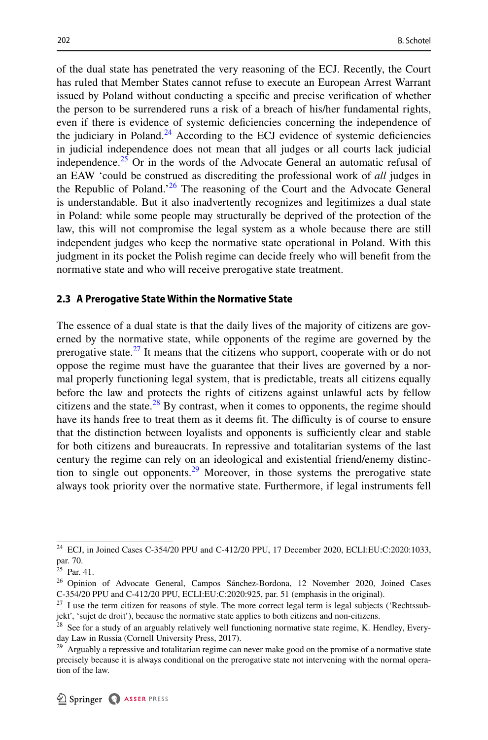of the dual state has penetrated the very reasoning of the ECJ. Recently, the Court has ruled that Member States cannot refuse to execute an European Arrest Warrant issued by Poland without conducting a specific and precise verification of whether the person to be surrendered runs a risk of a breach of his/her fundamental rights, even if there is evidence of systemic deficiencies concerning the independence of the judiciary in Poland.[24] According to the ECJ evidence of systemic deficiencies in judicial independence does not mean that all judges or all courts lack judicial independence.[25] Or in the words of the Advocate General an automatic refusal of an EAW 'could be construed as discrediting the professional work of *all* judges in the Republic of Poland.'[26] The reasoning of the Court and the Advocate General is understandable. But it also inadvertently recognizes and legitimizes a dual state in Poland: while some people may structurally be deprived of the protection of the law, this will not compromise the legal system as a whole because there are still independent judges who keep the normative state operational in Poland. With this judgment in its pocket the Polish regime can decide freely who will benefit from the normative state and who will receive prerogative state treatment.

### 2.3 A Prerogative State Within the Normative State

The essence of a dual state is that the daily lives of the majority of citizens are governed by the normative state, while opponents of the regime are governed by the prerogative state.[27] It means that the citizens who support, cooperate with or do not oppose the regime must have the guarantee that their lives are governed by a normal properly functioning legal system, that is predictable, treats all citizens equally before the law and protects the rights of citizens against unlawful acts by fellow citizens and the state.[28] By contrast, when it comes to opponents, the regime should have its hands free to treat them as it deems fit. The difficulty is of course to ensure that the distinction between loyalists and opponents is sufficiently clear and stable for both citizens and bureaucrats. In repressive and totalitarian systems of the last century the regime can rely on an ideological and existential friend/enemy distinction to single out opponents.[29] Moreover, in those systems the prerogative state always took priority over the normative state. Furthermore, if legal instruments fell

---

[24] ECJ, in Joined Cases C-354/20 PPU and C-412/20 PPU, 17 December 2020, ECLI:EU:C:2020:1033, par. 70.

[25] Par. 41.

[26] Opinion of Advocate General, Campos Sánchez-Bordona, 12 November 2020, Joined Cases C-354/20 PPU and C-412/20 PPU, ECLI:EU:C:2020:925, par. 51 (emphasis in the original).

[27] I use the term citizen for reasons of style. The more correct legal term is legal subjects ('Rechtssubjekt', 'sujet de droit'), because the normative state applies to both citizens and non-citizens.

[28] See for a study of an arguably relatively well functioning normative state regime, K. Hendley, Everyday Law in Russia (Cornell University Press, 2017).

[29] Arguably a repressive and totalitarian regime can never make good on the promise of a normative state precisely because it is always conditional on the prerogative state not intervening with the normal operation of the law.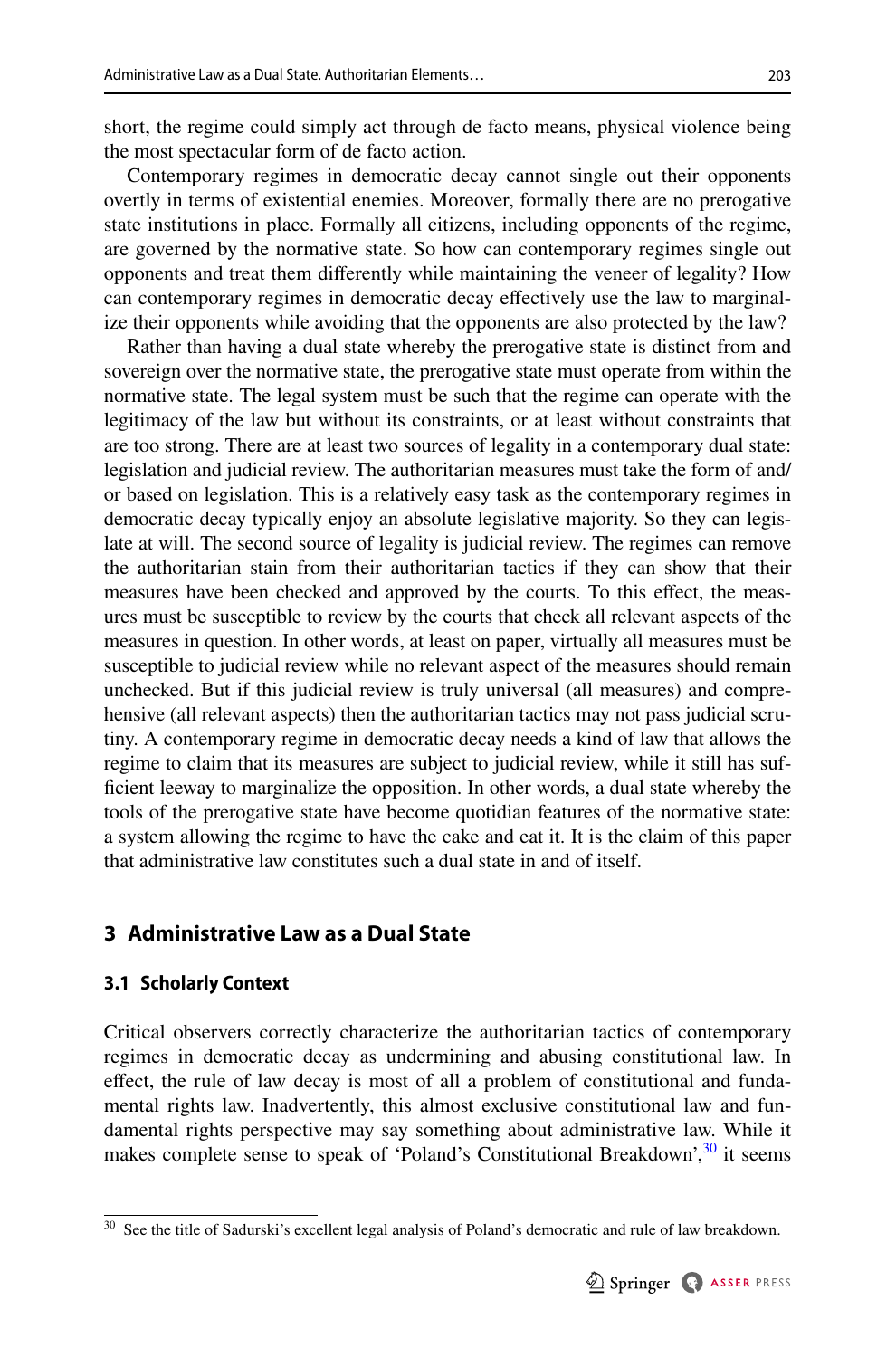short, the regime could simply act through de facto means, physical violence being the most spectacular form of de facto action.

Contemporary regimes in democratic decay cannot single out their opponents overtly in terms of existential enemies. Moreover, formally there are no prerogative state institutions in place. Formally all citizens, including opponents of the regime, are governed by the normative state. So how can contemporary regimes single out opponents and treat them differently while maintaining the veneer of legality? How can contemporary regimes in democratic decay effectively use the law to marginalize their opponents while avoiding that the opponents are also protected by the law?

Rather than having a dual state whereby the prerogative state is distinct from and sovereign over the normative state, the prerogative state must operate from within the normative state. The legal system must be such that the regime can operate with the legitimacy of the law but without its constraints, or at least without constraints that are too strong. There are at least two sources of legality in a contemporary dual state: legislation and judicial review. The authoritarian measures must take the form of and/or based on legislation. This is a relatively easy task as the contemporary regimes in democratic decay typically enjoy an absolute legislative majority. So they can legislate at will. The second source of legality is judicial review. The regimes can remove the authoritarian stain from their authoritarian tactics if they can show that their measures have been checked and approved by the courts. To this effect, the measures must be susceptible to review by the courts that check all relevant aspects of the measures in question. In other words, at least on paper, virtually all measures must be susceptible to judicial review while no relevant aspect of the measures should remain unchecked. But if this judicial review is truly universal (all measures) and comprehensive (all relevant aspects) then the authoritarian tactics may not pass judicial scrutiny. A contemporary regime in democratic decay needs a kind of law that allows the regime to claim that its measures are subject to judicial review, while it still has sufficient leeway to marginalize the opposition. In other words, a dual state whereby the tools of the prerogative state have become quotidian features of the normative state: a system allowing the regime to have the cake and eat it. It is the claim of this paper that administrative law constitutes such a dual state in and of itself.

## 3 Administrative Law as a Dual State

### 3.1 Scholarly Context

Critical observers correctly characterize the authoritarian tactics of contemporary regimes in democratic decay as undermining and abusing constitutional law. In effect, the rule of law decay is most of all a problem of constitutional and fundamental rights law. Inadvertently, this almost exclusive constitutional law and fundamental rights perspective may say something about administrative law. While it makes complete sense to speak of 'Poland's Constitutional Breakdown',[30] it seems

[30] See the title of Sadurski's excellent legal analysis of Poland's democratic and rule of law breakdown.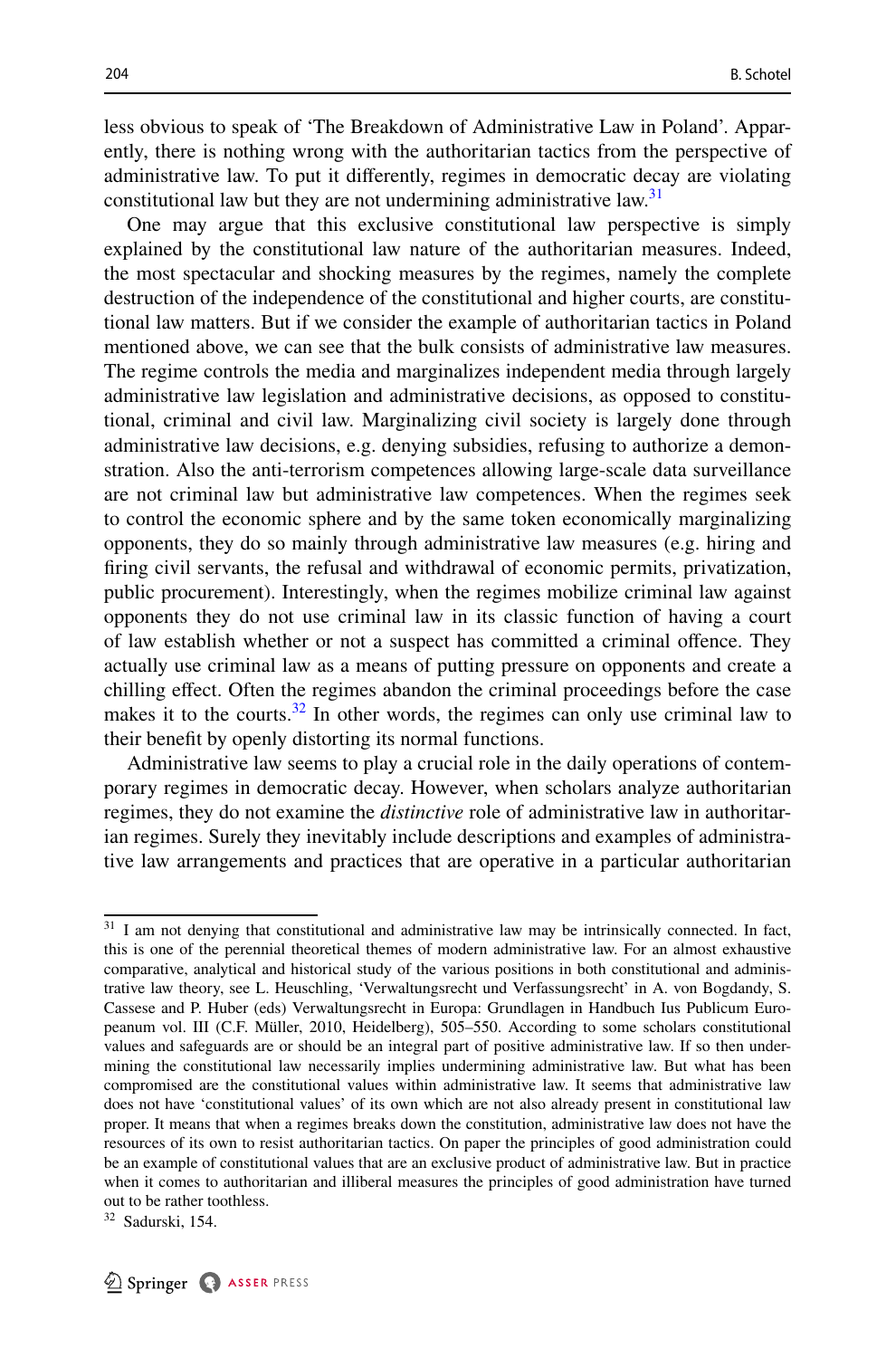less obvious to speak of 'The Breakdown of Administrative Law in Poland'. Apparently, there is nothing wrong with the authoritarian tactics from the perspective of administrative law. To put it differently, regimes in democratic decay are violating constitutional law but they are not undermining administrative law.[31]

One may argue that this exclusive constitutional law perspective is simply explained by the constitutional law nature of the authoritarian measures. Indeed, the most spectacular and shocking measures by the regimes, namely the complete destruction of the independence of the constitutional and higher courts, are constitutional law matters. But if we consider the example of authoritarian tactics in Poland mentioned above, we can see that the bulk consists of administrative law measures. The regime controls the media and marginalizes independent media through largely administrative law legislation and administrative decisions, as opposed to constitutional, criminal and civil law. Marginalizing civil society is largely done through administrative law decisions, e.g. denying subsidies, refusing to authorize a demonstration. Also the anti-terrorism competences allowing large-scale data surveillance are not criminal law but administrative law competences. When the regimes seek to control the economic sphere and by the same token economically marginalizing opponents, they do so mainly through administrative law measures (e.g. hiring and firing civil servants, the refusal and withdrawal of economic permits, privatization, public procurement). Interestingly, when the regimes mobilize criminal law against opponents they do not use criminal law in its classic function of having a court of law establish whether or not a suspect has committed a criminal offence. They actually use criminal law as a means of putting pressure on opponents and create a chilling effect. Often the regimes abandon the criminal proceedings before the case makes it to the courts.[32] In other words, the regimes can only use criminal law to their benefit by openly distorting its normal functions.

Administrative law seems to play a crucial role in the daily operations of contemporary regimes in democratic decay. However, when scholars analyze authoritarian regimes, they do not examine the *distinctive* role of administrative law in authoritarian regimes. Surely they inevitably include descriptions and examples of administrative law arrangements and practices that are operative in a particular authoritarian

---

[31] I am not denying that constitutional and administrative law may be intrinsically connected. In fact, this is one of the perennial theoretical themes of modern administrative law. For an almost exhaustive comparative, analytical and historical study of the various positions in both constitutional and administrative law theory, see L. Heuschling, 'Verwaltungsrecht und Verfassungsrecht' in A. von Bogdandy, S. Cassese and P. Huber (eds) Verwaltungsrecht in Europa: Grundlagen in Handbuch Ius Publicum Europeanum vol. III (C.F. Müller, 2010, Heidelberg), 505–550. According to some scholars constitutional values and safeguards are or should be an integral part of positive administrative law. If so then undermining the constitutional law necessarily implies undermining administrative law. But what has been compromised are the constitutional values within administrative law. It seems that administrative law does not have 'constitutional values' of its own which are not also already present in constitutional law proper. It means that when a regimes breaks down the constitution, administrative law does not have the resources of its own to resist authoritarian tactics. On paper the principles of good administration could be an example of constitutional values that are an exclusive product of administrative law. But in practice when it comes to authoritarian and illiberal measures the principles of good administration have turned out to be rather toothless.

[32] Sadurski, 154.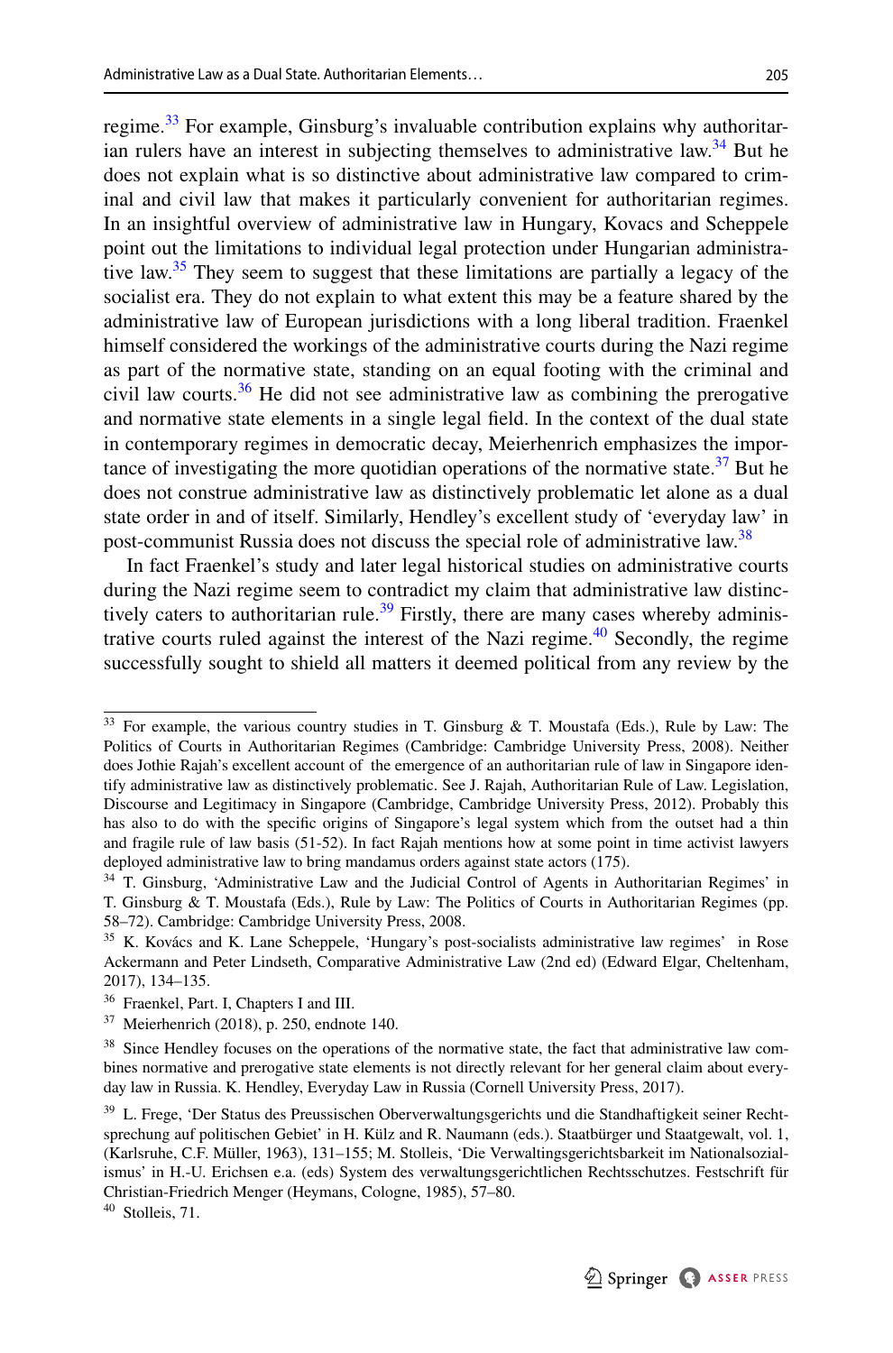regime.[33] For example, Ginsburg's invaluable contribution explains why authoritarian rulers have an interest in subjecting themselves to administrative law.[34] But he does not explain what is so distinctive about administrative law compared to criminal and civil law that makes it particularly convenient for authoritarian regimes. In an insightful overview of administrative law in Hungary, Kovacs and Scheppele point out the limitations to individual legal protection under Hungarian administrative law.[35] They seem to suggest that these limitations are partially a legacy of the socialist era. They do not explain to what extent this may be a feature shared by the administrative law of European jurisdictions with a long liberal tradition. Fraenkel himself considered the workings of the administrative courts during the Nazi regime as part of the normative state, standing on an equal footing with the criminal and civil law courts.[36] He did not see administrative law as combining the prerogative and normative state elements in a single legal field. In the context of the dual state in contemporary regimes in democratic decay, Meierhenrich emphasizes the importance of investigating the more quotidian operations of the normative state.[37] But he does not construe administrative law as distinctively problematic let alone as a dual state order in and of itself. Similarly, Hendley's excellent study of 'everyday law' in post-communist Russia does not discuss the special role of administrative law.[38]

In fact Fraenkel's study and later legal historical studies on administrative courts during the Nazi regime seem to contradict my claim that administrative law distinctively caters to authoritarian rule.[39] Firstly, there are many cases whereby administrative courts ruled against the interest of the Nazi regime.[40] Secondly, the regime successfully sought to shield all matters it deemed political from any review by the

---

[33] For example, the various country studies in T. Ginsburg & T. Moustafa (Eds.), Rule by Law: The Politics of Courts in Authoritarian Regimes (Cambridge: Cambridge University Press, 2008). Neither does Jothie Rajah's excellent account of the emergence of an authoritarian rule of law in Singapore identify administrative law as distinctively problematic. See J. Rajah, Authoritarian Rule of Law. Legislation, Discourse and Legitimacy in Singapore (Cambridge, Cambridge University Press, 2012). Probably this has also to do with the specific origins of Singapore's legal system which from the outset had a thin and fragile rule of law basis (51-52). In fact Rajah mentions how at some point in time activist lawyers deployed administrative law to bring mandamus orders against state actors (175).

[34] T. Ginsburg, 'Administrative Law and the Judicial Control of Agents in Authoritarian Regimes' in T. Ginsburg & T. Moustafa (Eds.), Rule by Law: The Politics of Courts in Authoritarian Regimes (pp. 58–72). Cambridge: Cambridge University Press, 2008.

[35] K. Kovács and K. Lane Scheppele, 'Hungary's post-socialists administrative law regimes' in Rose Ackermann and Peter Lindseth, Comparative Administrative Law (2nd ed) (Edward Elgar, Cheltenham, 2017), 134–135.

[36] Fraenkel, Part. I, Chapters I and III.

[37] Meierhenrich (2018), p. 250, endnote 140.

[38] Since Hendley focuses on the operations of the normative state, the fact that administrative law combines normative and prerogative state elements is not directly relevant for her general claim about everyday law in Russia. K. Hendley, Everyday Law in Russia (Cornell University Press, 2017).

[39] L. Frege, 'Der Status des Preussischen Oberverwaltungsgerichts und die Standhaftigkeit seiner Rechtsprechung auf politischen Gebiet' in H. Külz and R. Naumann (eds.). Staatbürger und Staatgewalt, vol. 1, (Karlsruhe, C.F. Müller, 1963), 131–155; M. Stolleis, 'Die Verwaltingsgerichtsbarkeit im Nationalsozialismus' in H.-U. Erichsen e.a. (eds) System des verwaltungsgerichtlichen Rechtsschutzes. Festschrift für Christian-Friedrich Menger (Heymans, Cologne, 1985), 57–80.

[40] Stolleis, 71.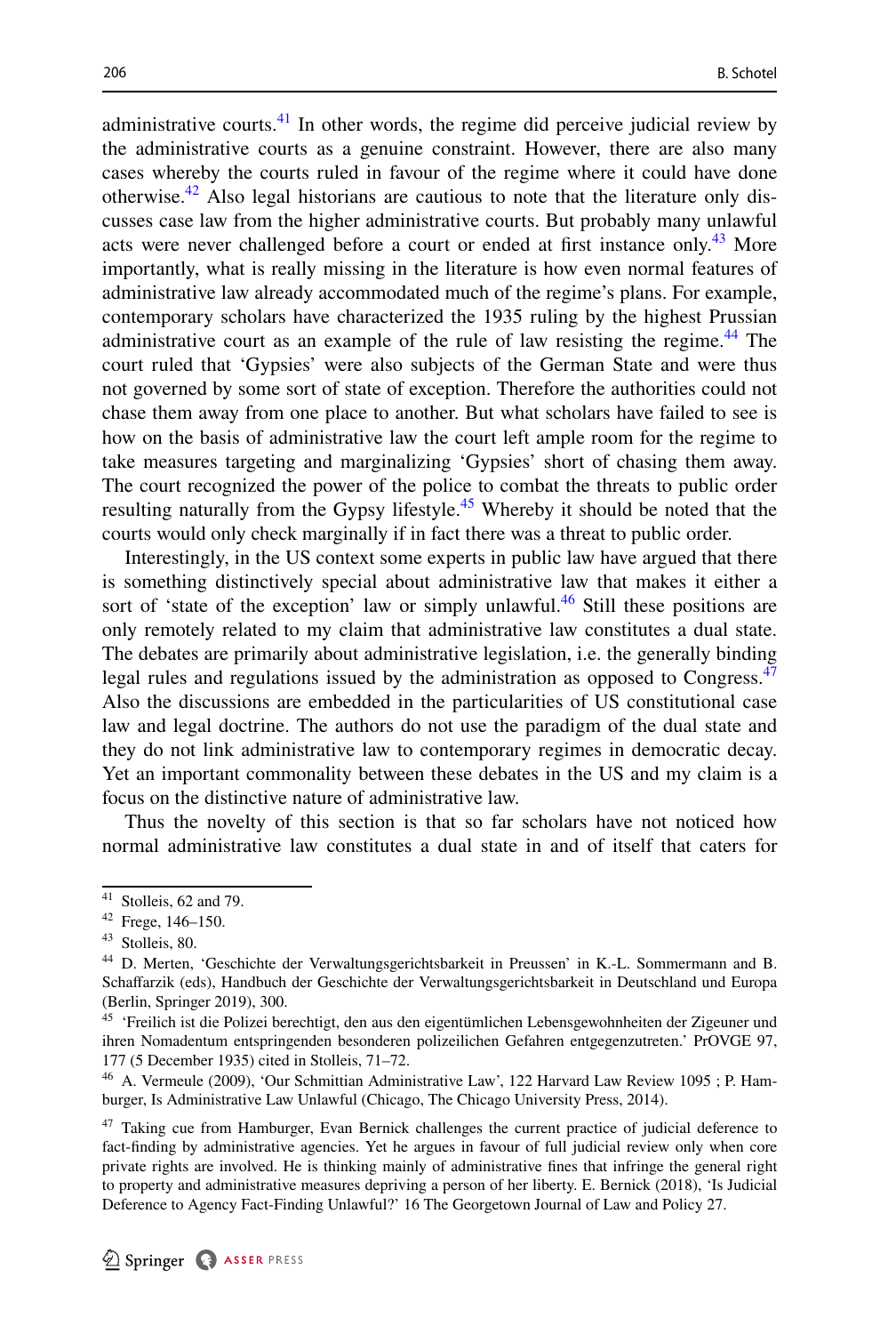administrative courts.[41] In other words, the regime did perceive judicial review by the administrative courts as a genuine constraint. However, there are also many cases whereby the courts ruled in favour of the regime where it could have done otherwise.[42] Also legal historians are cautious to note that the literature only discusses case law from the higher administrative courts. But probably many unlawful acts were never challenged before a court or ended at first instance only.[43] More importantly, what is really missing in the literature is how even normal features of administrative law already accommodated much of the regime's plans. For example, contemporary scholars have characterized the 1935 ruling by the highest Prussian administrative court as an example of the rule of law resisting the regime.[44] The court ruled that 'Gypsies' were also subjects of the German State and were thus not governed by some sort of state of exception. Therefore the authorities could not chase them away from one place to another. But what scholars have failed to see is how on the basis of administrative law the court left ample room for the regime to take measures targeting and marginalizing 'Gypsies' short of chasing them away. The court recognized the power of the police to combat the threats to public order resulting naturally from the Gypsy lifestyle.[45] Whereby it should be noted that the courts would only check marginally if in fact there was a threat to public order.

Interestingly, in the US context some experts in public law have argued that there is something distinctively special about administrative law that makes it either a sort of 'state of the exception' law or simply unlawful.[46] Still these positions are only remotely related to my claim that administrative law constitutes a dual state. The debates are primarily about administrative legislation, i.e. the generally binding legal rules and regulations issued by the administration as opposed to Congress.[47] Also the discussions are embedded in the particularities of US constitutional case law and legal doctrine. The authors do not use the paradigm of the dual state and they do not link administrative law to contemporary regimes in democratic decay. Yet an important commonality between these debates in the US and my claim is a focus on the distinctive nature of administrative law.

Thus the novelty of this section is that so far scholars have not noticed how normal administrative law constitutes a dual state in and of itself that caters for

---

[41] Stolleis, 62 and 79.

[42] Frege, 146–150.

[43] Stolleis, 80.

[44] D. Merten, 'Geschichte der Verwaltungsgerichtsbarkeit in Preussen' in K.-L. Sommermann and B. Schaffarzik (eds), Handbuch der Geschichte der Verwaltungsgerichtsbarkeit in Deutschland und Europa (Berlin, Springer 2019), 300.

[45] 'Freilich ist die Polizei berechtigt, den aus den eigentümlichen Lebensgewohnheiten der Zigeuner und ihren Nomadentum entspringenden besonderen polizeilichen Gefahren entgegenzutreten.' PrOVGE 97, 177 (5 December 1935) cited in Stolleis, 71–72.

[46] A. Vermeule (2009), 'Our Schmittian Administrative Law', 122 Harvard Law Review 1095 ; P. Hamburger, Is Administrative Law Unlawful (Chicago, The Chicago University Press, 2014).

[47] Taking cue from Hamburger, Evan Bernick challenges the current practice of judicial deference to fact-finding by administrative agencies. Yet he argues in favour of full judicial review only when core private rights are involved. He is thinking mainly of administrative fines that infringe the general right to property and administrative measures depriving a person of her liberty. E. Bernick (2018), 'Is Judicial Deference to Agency Fact-Finding Unlawful?' 16 The Georgetown Journal of Law and Policy 27.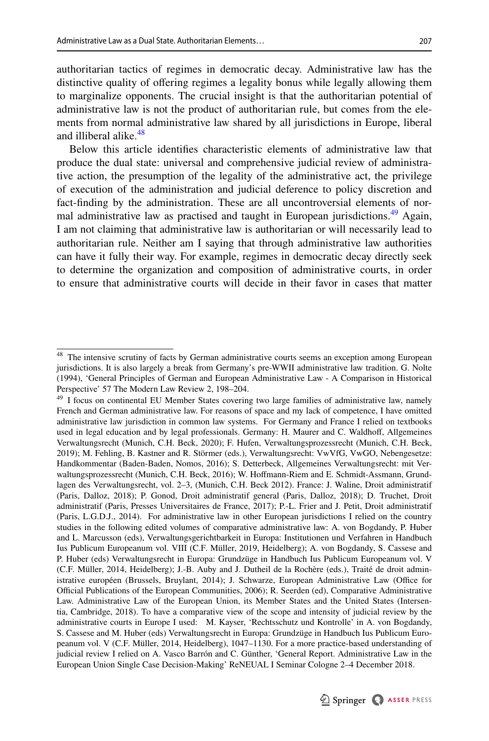authoritarian tactics of regimes in democratic decay. Administrative law has the distinctive quality of offering regimes a legality bonus while legally allowing them to marginalize opponents. The crucial insight is that the authoritarian potential of administrative law is not the product of authoritarian rule, but comes from the elements from normal administrative law shared by all jurisdictions in Europe, liberal and illiberal alike.[48]

Below this article identifies characteristic elements of administrative law that produce the dual state: universal and comprehensive judicial review of administrative action, the presumption of the legality of the administrative act, the privilege of execution of the administration and judicial deference to policy discretion and fact-finding by the administration. These are all uncontroversial elements of normal administrative law as practised and taught in European jurisdictions.[49] Again, I am not claiming that administrative law is authoritarian or will necessarily lead to authoritarian rule. Neither am I saying that through administrative law authorities can have it fully their way. For example, regimes in democratic decay directly seek to determine the organization and composition of administrative courts, in order to ensure that administrative courts will decide in their favor in cases that matter

---

[48] The intensive scrutiny of facts by German administrative courts seems an exception among European jurisdictions. It is also largely a break from Germany's pre-WWII administrative law tradition. G. Nolte (1994), 'General Principles of German and European Administrative Law - A Comparison in Historical Perspective' 57 The Modern Law Review 2, 198–204.

[49] I focus on continental EU Member States covering two large families of administrative law, namely French and German administrative law. For reasons of space and my lack of competence, I have omitted administrative law jurisdiction in common law systems. For Germany and France I relied on textbooks used in legal education and by legal professionals. Germany: H. Maurer and C. Waldhoff, Allgemeines Verwaltungsrecht (Munich, C.H. Beck, 2020); F. Hufen, Verwaltungsprozessrecht (Munich, C.H. Beck, 2019); M. Fehling, B. Kastner and R. Störmer (eds.), Verwaltungsrecht: VwVfG, VwGO, Nebengesetze: Handkommentar (Baden-Baden, Nomos, 2016); S. Detterbeck, Allgemeines Verwaltungsrecht: mit Verwaltungsprozessrecht (Munich, C.H. Beck, 2016); W. Hoffmann-Riem and E. Schmidt-Assmann, Grundlagen des Verwaltungsrecht, vol. 2–3, (Munich, C.H. Beck 2012). France: J. Waline, Droit administratif (Paris, Dalloz, 2018); P. Gonod, Droit administratif general (Paris, Dalloz, 2018); D. Truchet, Droit administratif (Paris, Presses Universitaires de France, 2017); P.-L. Frier and J. Petit, Droit administratif (Paris, L.G.D.J., 2014). For administrative law in other European jurisdictions I relied on the country studies in the following edited volumes of comparative administrative law: A. von Bogdandy, P. Huber and L. Marcusson (eds), Verwaltungsgerichtbarkeit in Europa: Institutionen und Verfahren in Handbuch Ius Publicum Europeanum vol. VIII (C.F. Müller, 2019, Heidelberg); A. von Bogdandy, S. Cassese and P. Huber (eds) Verwaltungsrecht in Europa: Grundzüge in Handbuch Ius Publicum Europeanum vol. V (C.F. Müller, 2014, Heidelberg); J.-B. Auby and J. Dutheil de la Rochère (eds.), Traité de droit administrative européen (Brussels, Bruylant, 2014); J. Schwarze, European Administrative Law (Office for Official Publications of the European Communities, 2006); R. Seerden (ed), Comparative Administrative Law. Administrative Law of the European Union, its Member States and the United States (Intersentia, Cambridge, 2018). To have a comparative view of the scope and intensity of judicial review by the administrative courts in Europe I used: M. Kayser, 'Rechtsschutz und Kontrolle' in A. von Bogdandy, S. Cassese and M. Huber (eds) Verwaltungsrecht in Europa: Grundzüge in Handbuch Ius Publicum Europeanum vol. V (C.F. Müller, 2014, Heidelberg), 1047–1130. For a more practice-based understanding of judicial review I relied on A. Vasco Barrón and C. Günther, 'General Report. Administrative Law in the European Union Single Case Decision-Making' ReNEUAL I Seminar Cologne 2–4 December 2018.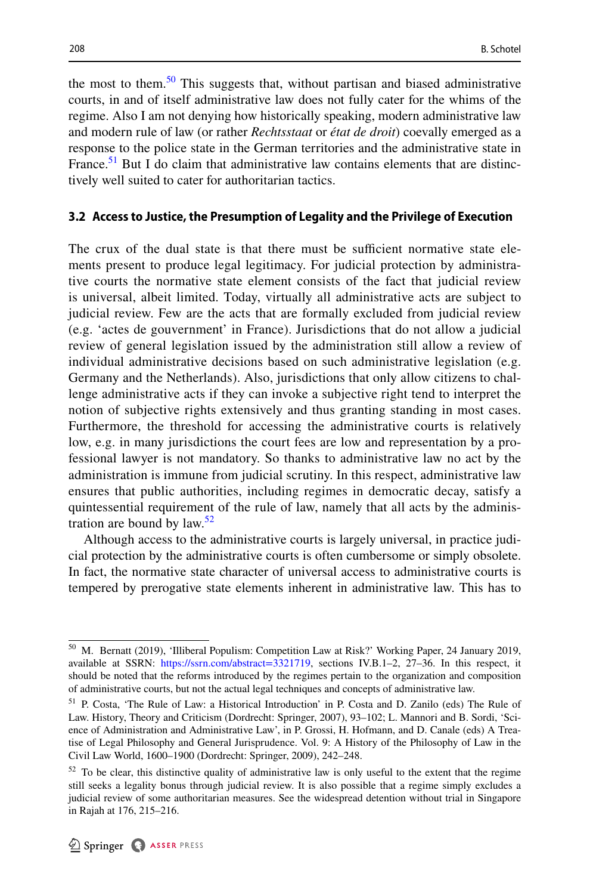the most to them.[50] This suggests that, without partisan and biased administrative courts, in and of itself administrative law does not fully cater for the whims of the regime. Also I am not denying how historically speaking, modern administrative law and modern rule of law (or rather *Rechtsstaat* or *état de droit*) coevally emerged as a response to the police state in the German territories and the administrative state in France.[51] But I do claim that administrative law contains elements that are distinctively well suited to cater for authoritarian tactics.

### 3.2 Access to Justice, the Presumption of Legality and the Privilege of Execution

The crux of the dual state is that there must be sufficient normative state elements present to produce legal legitimacy. For judicial protection by administrative courts the normative state element consists of the fact that judicial review is universal, albeit limited. Today, virtually all administrative acts are subject to judicial review. Few are the acts that are formally excluded from judicial review (e.g. 'actes de gouvernment' in France). Jurisdictions that do not allow a judicial review of general legislation issued by the administration still allow a review of individual administrative decisions based on such administrative legislation (e.g. Germany and the Netherlands). Also, jurisdictions that only allow citizens to challenge administrative acts if they can invoke a subjective right tend to interpret the notion of subjective rights extensively and thus granting standing in most cases. Furthermore, the threshold for accessing the administrative courts is relatively low, e.g. in many jurisdictions the court fees are low and representation by a professional lawyer is not mandatory. So thanks to administrative law no act by the administration is immune from judicial scrutiny. In this respect, administrative law ensures that public authorities, including regimes in democratic decay, satisfy a quintessential requirement of the rule of law, namely that all acts by the administration are bound by law.[52]

Although access to the administrative courts is largely universal, in practice judicial protection by the administrative courts is often cumbersome or simply obsolete. In fact, the normative state character of universal access to administrative courts is tempered by prerogative state elements inherent in administrative law. This has to

---

[50] M. Bernatt (2019), 'Illiberal Populism: Competition Law at Risk?' Working Paper, 24 January 2019, available at SSRN: https://ssrn.com/abstract=3321719, sections IV.B.1–2, 27–36. In this respect, it should be noted that the reforms introduced by the regimes pertain to the organization and composition of administrative courts, but not the actual legal techniques and concepts of administrative law.

[51] P. Costa, 'The Rule of Law: a Historical Introduction' in P. Costa and D. Zanilo (eds) The Rule of Law. History, Theory and Criticism (Dordrecht: Springer, 2007), 93–102; L. Mannori and B. Sordi, 'Science of Administration and Administrative Law', in P. Grossi, H. Hofmann, and D. Canale (eds) A Treatise of Legal Philosophy and General Jurisprudence. Vol. 9: A History of the Philosophy of Law in the Civil Law World, 1600–1900 (Dordrecht: Springer, 2009), 242–248.

[52] To be clear, this distinctive quality of administrative law is only useful to the extent that the regime still seeks a legality bonus through judicial review. It is also possible that a regime simply excludes a judicial review of some authoritarian measures. See the widespread detention without trial in Singapore in Rajah at 176, 215–216.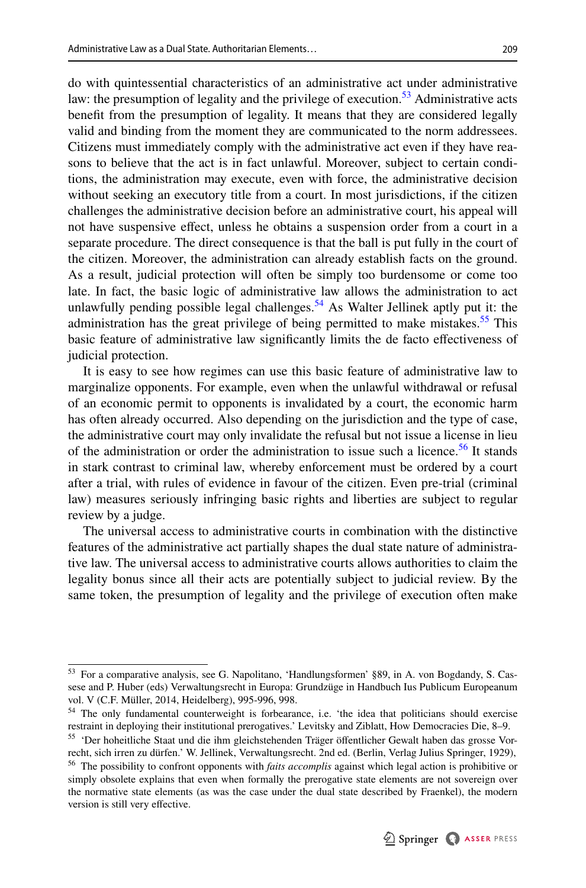do with quintessential characteristics of an administrative act under administrative law: the presumption of legality and the privilege of execution.[53] Administrative acts benefit from the presumption of legality. It means that they are considered legally valid and binding from the moment they are communicated to the norm addressees. Citizens must immediately comply with the administrative act even if they have reasons to believe that the act is in fact unlawful. Moreover, subject to certain conditions, the administration may execute, even with force, the administrative decision without seeking an executory title from a court. In most jurisdictions, if the citizen challenges the administrative decision before an administrative court, his appeal will not have suspensive effect, unless he obtains a suspension order from a court in a separate procedure. The direct consequence is that the ball is put fully in the court of the citizen. Moreover, the administration can already establish facts on the ground. As a result, judicial protection will often be simply too burdensome or come too late. In fact, the basic logic of administrative law allows the administration to act unlawfully pending possible legal challenges.[54] As Walter Jellinek aptly put it: the administration has the great privilege of being permitted to make mistakes.[55] This basic feature of administrative law significantly limits the de facto effectiveness of judicial protection.

It is easy to see how regimes can use this basic feature of administrative law to marginalize opponents. For example, even when the unlawful withdrawal or refusal of an economic permit to opponents is invalidated by a court, the economic harm has often already occurred. Also depending on the jurisdiction and the type of case, the administrative court may only invalidate the refusal but not issue a license in lieu of the administration or order the administration to issue such a licence.[56] It stands in stark contrast to criminal law, whereby enforcement must be ordered by a court after a trial, with rules of evidence in favour of the citizen. Even pre-trial (criminal law) measures seriously infringing basic rights and liberties are subject to regular review by a judge.

The universal access to administrative courts in combination with the distinctive features of the administrative act partially shapes the dual state nature of administrative law. The universal access to administrative courts allows authorities to claim the legality bonus since all their acts are potentially subject to judicial review. By the same token, the presumption of legality and the privilege of execution often make

---

[53] For a comparative analysis, see G. Napolitano, 'Handlungsformen' §89, in A. von Bogdandy, S. Cassese and P. Huber (eds) Verwaltungsrecht in Europa: Grundzüge in Handbuch Ius Publicum Europeanum vol. V (C.F. Müller, 2014, Heidelberg), 995-996, 998.

[54] The only fundamental counterweight is forbearance, i.e. 'the idea that politicians should exercise restraint in deploying their institutional prerogatives.' Levitsky and Ziblatt, How Democracies Die, 8–9.

[55] 'Der hoheitliche Staat und die ihm gleichstehenden Träger öffentlicher Gewalt haben das grosse Vorrecht, sich irren zu dürfen.' W. Jellinek, Verwaltungsrecht. 2nd ed. (Berlin, Verlag Julius Springer, 1929),

[56] The possibility to confront opponents with *faits accomplis* against which legal action is prohibitive or simply obsolete explains that even when formally the prerogative state elements are not sovereign over the normative state elements (as was the case under the dual state described by Fraenkel), the modern version is still very effective.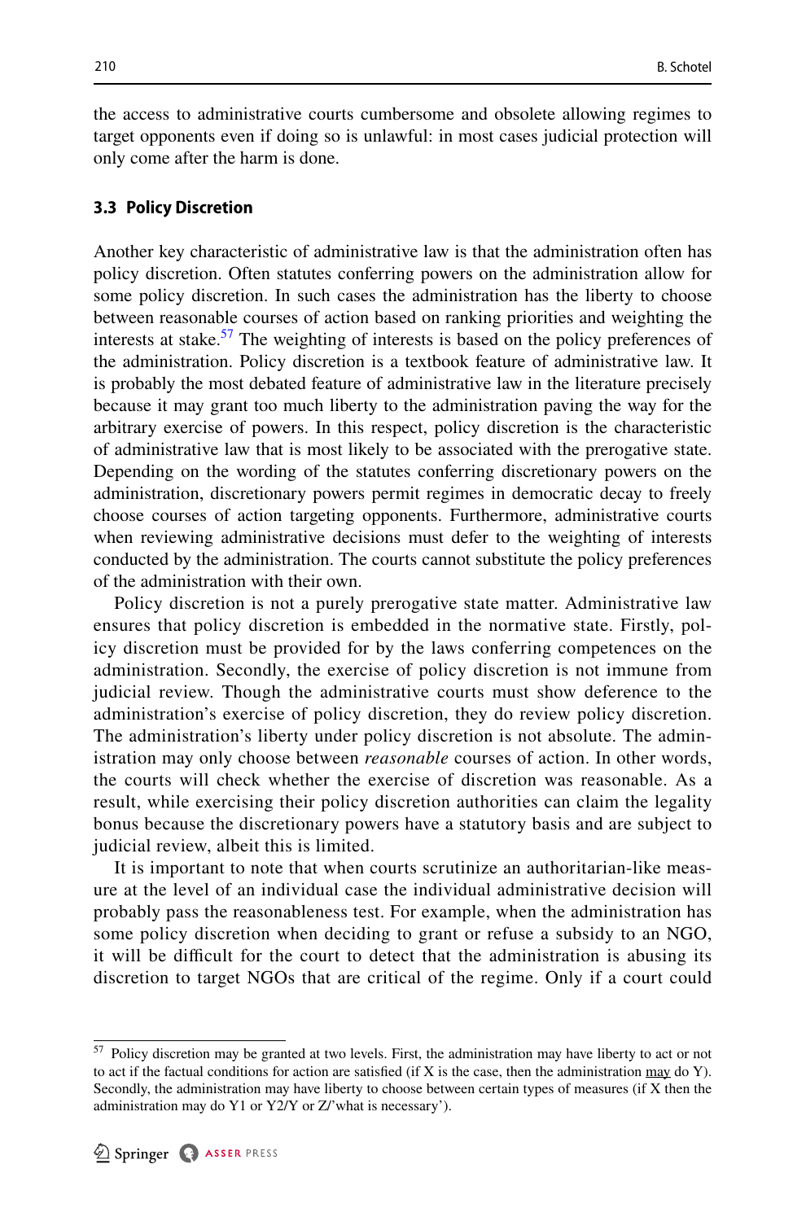the access to administrative courts cumbersome and obsolete allowing regimes to target opponents even if doing so is unlawful: in most cases judicial protection will only come after the harm is done.

### 3.3 Policy Discretion

Another key characteristic of administrative law is that the administration often has policy discretion. Often statutes conferring powers on the administration allow for some policy discretion. In such cases the administration has the liberty to choose between reasonable courses of action based on ranking priorities and weighting the interests at stake.[57] The weighting of interests is based on the policy preferences of the administration. Policy discretion is a textbook feature of administrative law. It is probably the most debated feature of administrative law in the literature precisely because it may grant too much liberty to the administration paving the way for the arbitrary exercise of powers. In this respect, policy discretion is the characteristic of administrative law that is most likely to be associated with the prerogative state. Depending on the wording of the statutes conferring discretionary powers on the administration, discretionary powers permit regimes in democratic decay to freely choose courses of action targeting opponents. Furthermore, administrative courts when reviewing administrative decisions must defer to the weighting of interests conducted by the administration. The courts cannot substitute the policy preferences of the administration with their own.

Policy discretion is not a purely prerogative state matter. Administrative law ensures that policy discretion is embedded in the normative state. Firstly, policy discretion must be provided for by the laws conferring competences on the administration. Secondly, the exercise of policy discretion is not immune from judicial review. Though the administrative courts must show deference to the administration's exercise of policy discretion, they do review policy discretion. The administration's liberty under policy discretion is not absolute. The administration may only choose between *reasonable* courses of action. In other words, the courts will check whether the exercise of discretion was reasonable. As a result, while exercising their policy discretion authorities can claim the legality bonus because the discretionary powers have a statutory basis and are subject to judicial review, albeit this is limited.

It is important to note that when courts scrutinize an authoritarian-like measure at the level of an individual case the individual administrative decision will probably pass the reasonableness test. For example, when the administration has some policy discretion when deciding to grant or refuse a subsidy to an NGO, it will be difficult for the court to detect that the administration is abusing its discretion to target NGOs that are critical of the regime. Only if a court could

---

[57] Policy discretion may be granted at two levels. First, the administration may have liberty to act or not to act if the factual conditions for action are satisfied (if X is the case, then the administration <u>may</u> do Y). Secondly, the administration may have liberty to choose between certain types of measures (if X then the administration may do Y1 or Y2/Y or Z/'what is necessary').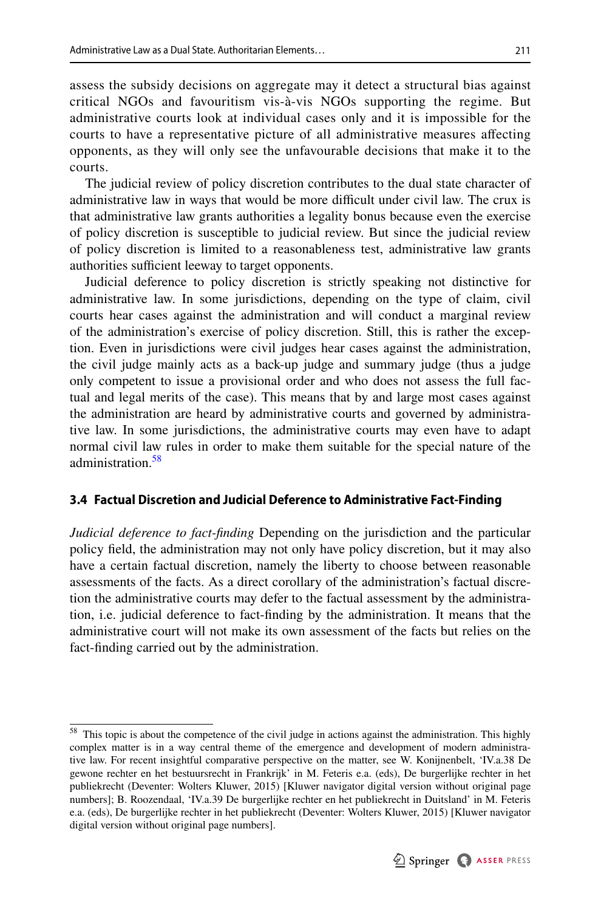assess the subsidy decisions on aggregate may it detect a structural bias against critical NGOs and favouritism vis-à-vis NGOs supporting the regime. But administrative courts look at individual cases only and it is impossible for the courts to have a representative picture of all administrative measures affecting opponents, as they will only see the unfavourable decisions that make it to the courts.

The judicial review of policy discretion contributes to the dual state character of administrative law in ways that would be more difficult under civil law. The crux is that administrative law grants authorities a legality bonus because even the exercise of policy discretion is susceptible to judicial review. But since the judicial review of policy discretion is limited to a reasonableness test, administrative law grants authorities sufficient leeway to target opponents.

Judicial deference to policy discretion is strictly speaking not distinctive for administrative law. In some jurisdictions, depending on the type of claim, civil courts hear cases against the administration and will conduct a marginal review of the administration's exercise of policy discretion. Still, this is rather the exception. Even in jurisdictions were civil judges hear cases against the administration, the civil judge mainly acts as a back-up judge and summary judge (thus a judge only competent to issue a provisional order and who does not assess the full factual and legal merits of the case). This means that by and large most cases against the administration are heard by administrative courts and governed by administrative law. In some jurisdictions, the administrative courts may even have to adapt normal civil law rules in order to make them suitable for the special nature of the administration.[58]

### 3.4 Factual Discretion and Judicial Deference to Administrative Fact-Finding

*Judicial deference to fact-finding* Depending on the jurisdiction and the particular policy field, the administration may not only have policy discretion, but it may also have a certain factual discretion, namely the liberty to choose between reasonable assessments of the facts. As a direct corollary of the administration's factual discretion the administrative courts may defer to the factual assessment by the administration, i.e. judicial deference to fact-finding by the administration. It means that the administrative court will not make its own assessment of the facts but relies on the fact-finding carried out by the administration.

---

[58] This topic is about the competence of the civil judge in actions against the administration. This highly complex matter is in a way central theme of the emergence and development of modern administrative law. For recent insightful comparative perspective on the matter, see W. Konijnenbelt, 'IV.a.38 De gewone rechter en het bestuursrecht in Frankrijk' in M. Feteris e.a. (eds), De burgerlijke rechter in het publiekrecht (Deventer: Wolters Kluwer, 2015) [Kluwer navigator digital version without original page numbers]; B. Roozendaal, 'IV.a.39 De burgerlijke rechter en het publiekrecht in Duitsland' in M. Feteris e.a. (eds), De burgerlijke rechter in het publiekrecht (Deventer: Wolters Kluwer, 2015) [Kluwer navigator digital version without original page numbers].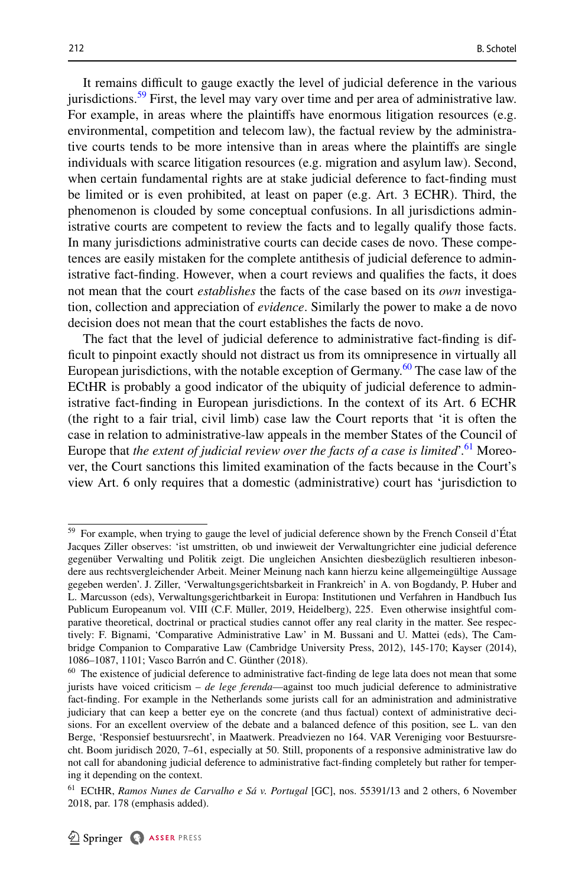It remains difficult to gauge exactly the level of judicial deference in the various jurisdictions.[59] First, the level may vary over time and per area of administrative law. For example, in areas where the plaintiffs have enormous litigation resources (e.g. environmental, competition and telecom law), the factual review by the administrative courts tends to be more intensive than in areas where the plaintiffs are single individuals with scarce litigation resources (e.g. migration and asylum law). Second, when certain fundamental rights are at stake judicial deference to fact-finding must be limited or is even prohibited, at least on paper (e.g. Art. 3 ECHR). Third, the phenomenon is clouded by some conceptual confusions. In all jurisdictions administrative courts are competent to review the facts and to legally qualify those facts. In many jurisdictions administrative courts can decide cases de novo. These competences are easily mistaken for the complete antithesis of judicial deference to administrative fact-finding. However, when a court reviews and qualifies the facts, it does not mean that the court *establishes* the facts of the case based on its *own* investigation, collection and appreciation of *evidence*. Similarly the power to make a de novo decision does not mean that the court establishes the facts de novo.

The fact that the level of judicial deference to administrative fact-finding is difficult to pinpoint exactly should not distract us from its omnipresence in virtually all European jurisdictions, with the notable exception of Germany.[60] The case law of the ECtHR is probably a good indicator of the ubiquity of judicial deference to administrative fact-finding in European jurisdictions. In the context of its Art. 6 ECHR (the right to a fair trial, civil limb) case law the Court reports that 'it is often the case in relation to administrative-law appeals in the member States of the Council of Europe that *the extent of judicial review over the facts of a case is limited*'.[61] Moreover, the Court sanctions this limited examination of the facts because in the Court's view Art. 6 only requires that a domestic (administrative) court has 'jurisdiction to

---

[59] For example, when trying to gauge the level of judicial deference shown by the French Conseil d'État Jacques Ziller observes: 'ist umstritten, ob und inwieweit der Verwaltungrichter eine judicial deference gegenüber Verwalting und Politik zeigt. Die ungleichen Ansichten diesbezüglich resultieren inbesondere aus rechtsvergleichender Arbeit. Meiner Meinung nach kann hierzu keine allgemeingültige Aussage gegeben werden'. J. Ziller, 'Verwaltungsgerichtsbarkeit in Frankreich' in A. von Bogdandy, P. Huber and L. Marcusson (eds), Verwaltungsgerichtbarkeit in Europa: Institutionen und Verfahren in Handbuch Ius Publicum Europeanum vol. VIII (C.F. Müller, 2019, Heidelberg), 225. Even otherwise insightful comparative theoretical, doctrinal or practical studies cannot offer any real clarity in the matter. See respectively: F. Bignami, 'Comparative Administrative Law' in M. Bussani and U. Mattei (eds), The Cambridge Companion to Comparative Law (Cambridge University Press, 2012), 145-170; Kayser (2014), 1086–1087, 1101; Vasco Barrón and C. Günther (2018).

[60] The existence of judicial deference to administrative fact-finding de lege lata does not mean that some jurists have voiced criticism – *de lege ferenda*—against too much judicial deference to administrative fact-finding. For example in the Netherlands some jurists call for an administration and administrative judiciary that can keep a better eye on the concrete (and thus factual) context of administrative decisions. For an excellent overview of the debate and a balanced defence of this position, see L. van den Berge, 'Responsief bestuursrecht', in Maatwerk. Preadviezen no 164. VAR Vereniging voor Bestuursrecht. Boom juridisch 2020, 7–61, especially at 50. Still, proponents of a responsive administrative law do not call for abandoning judicial deference to administrative fact-finding completely but rather for tempering it depending on the context.

[61] ECtHR, *Ramos Nunes de Carvalho e Sá v. Portugal* [GC], nos. 55391/13 and 2 others, 6 November 2018, par. 178 (emphasis added).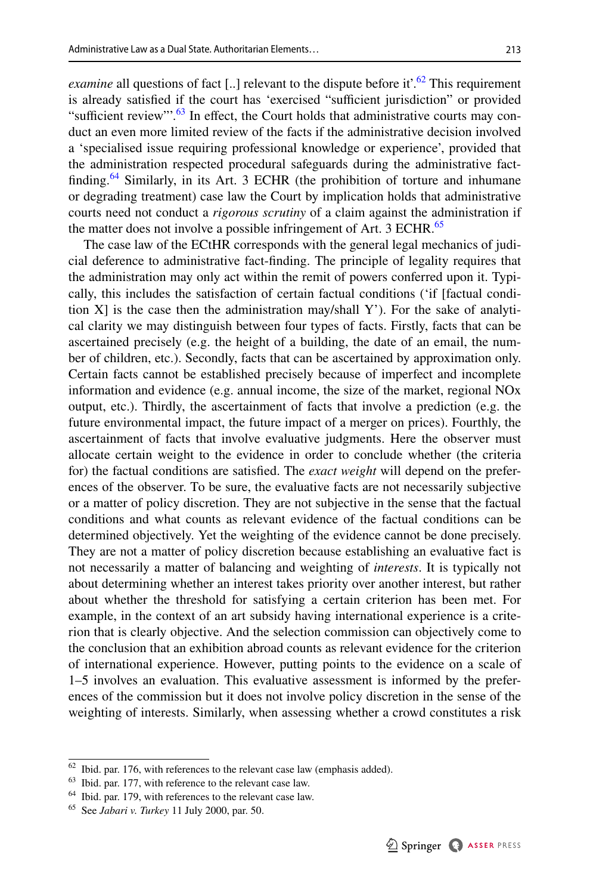*examine* all questions of fact [..] relevant to the dispute before it'.[62] This requirement is already satisfied if the court has 'exercised "sufficient jurisdiction" or provided "sufficient review"'.[63] In effect, the Court holds that administrative courts may conduct an even more limited review of the facts if the administrative decision involved a 'specialised issue requiring professional knowledge or experience', provided that the administration respected procedural safeguards during the administrative fact-finding.[64] Similarly, in its Art. 3 ECHR (the prohibition of torture and inhumane or degrading treatment) case law the Court by implication holds that administrative courts need not conduct a *rigorous scrutiny* of a claim against the administration if the matter does not involve a possible infringement of Art. 3 ECHR.[65]

The case law of the ECtHR corresponds with the general legal mechanics of judicial deference to administrative fact-finding. The principle of legality requires that the administration may only act within the remit of powers conferred upon it. Typically, this includes the satisfaction of certain factual conditions ('if [factual condition X] is the case then the administration may/shall Y'). For the sake of analytical clarity we may distinguish between four types of facts. Firstly, facts that can be ascertained precisely (e.g. the height of a building, the date of an email, the number of children, etc.). Secondly, facts that can be ascertained by approximation only. Certain facts cannot be established precisely because of imperfect and incomplete information and evidence (e.g. annual income, the size of the market, regional NOx output, etc.). Thirdly, the ascertainment of facts that involve a prediction (e.g. the future environmental impact, the future impact of a merger on prices). Fourthly, the ascertainment of facts that involve evaluative judgments. Here the observer must allocate certain weight to the evidence in order to conclude whether (the criteria for) the factual conditions are satisfied. The *exact weight* will depend on the preferences of the observer. To be sure, the evaluative facts are not necessarily subjective or a matter of policy discretion. They are not subjective in the sense that the factual conditions and what counts as relevant evidence of the factual conditions can be determined objectively. Yet the weighting of the evidence cannot be done precisely. They are not a matter of policy discretion because establishing an evaluative fact is not necessarily a matter of balancing and weighting of *interests*. It is typically not about determining whether an interest takes priority over another interest, but rather about whether the threshold for satisfying a certain criterion has been met. For example, in the context of an art subsidy having international experience is a criterion that is clearly objective. And the selection commission can objectively come to the conclusion that an exhibition abroad counts as relevant evidence for the criterion of international experience. However, putting points to the evidence on a scale of 1–5 involves an evaluation. This evaluative assessment is informed by the preferences of the commission but it does not involve policy discretion in the sense of the weighting of interests. Similarly, when assessing whether a crowd constitutes a risk

---

[62] Ibid. par. 176, with references to the relevant case law (emphasis added).

[63] Ibid. par. 177, with reference to the relevant case law.

[64] Ibid. par. 179, with references to the relevant case law.

[65] See *Jabari v. Turkey* 11 July 2000, par. 50.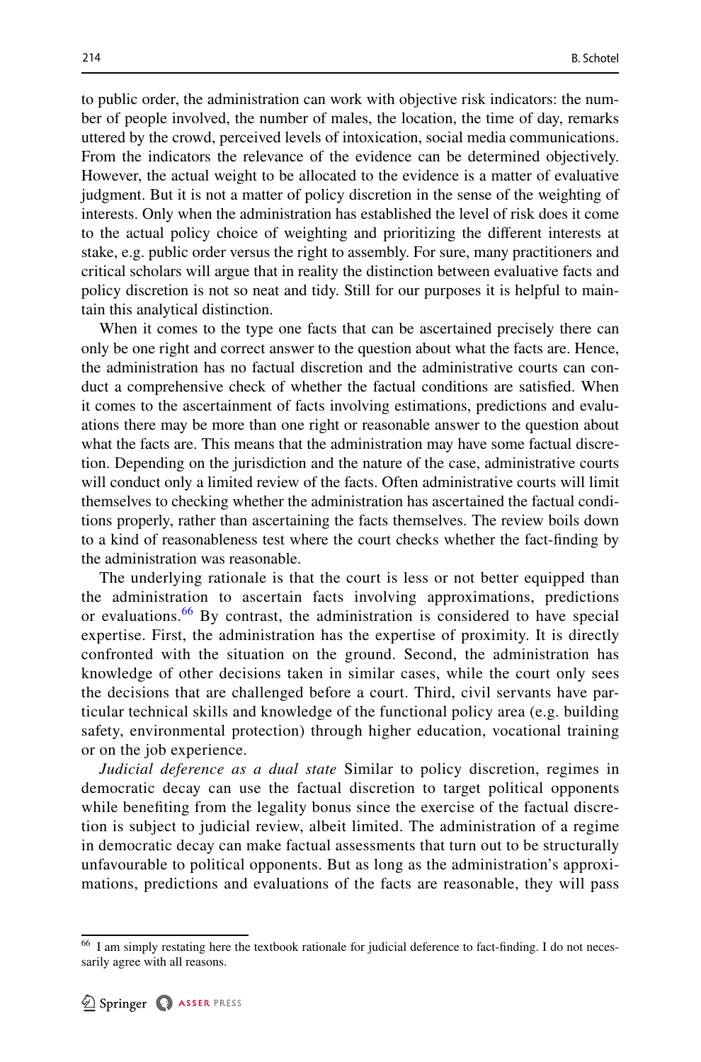to public order, the administration can work with objective risk indicators: the number of people involved, the number of males, the location, the time of day, remarks uttered by the crowd, perceived levels of intoxication, social media communications. From the indicators the relevance of the evidence can be determined objectively. However, the actual weight to be allocated to the evidence is a matter of evaluative judgment. But it is not a matter of policy discretion in the sense of the weighting of interests. Only when the administration has established the level of risk does it come to the actual policy choice of weighting and prioritizing the different interests at stake, e.g. public order versus the right to assembly. For sure, many practitioners and critical scholars will argue that in reality the distinction between evaluative facts and policy discretion is not so neat and tidy. Still for our purposes it is helpful to maintain this analytical distinction.

When it comes to the type one facts that can be ascertained precisely there can only be one right and correct answer to the question about what the facts are. Hence, the administration has no factual discretion and the administrative courts can conduct a comprehensive check of whether the factual conditions are satisfied. When it comes to the ascertainment of facts involving estimations, predictions and evaluations there may be more than one right or reasonable answer to the question about what the facts are. This means that the administration may have some factual discretion. Depending on the jurisdiction and the nature of the case, administrative courts will conduct only a limited review of the facts. Often administrative courts will limit themselves to checking whether the administration has ascertained the factual conditions properly, rather than ascertaining the facts themselves. The review boils down to a kind of reasonableness test where the court checks whether the fact-finding by the administration was reasonable.

The underlying rationale is that the court is less or not better equipped than the administration to ascertain facts involving approximations, predictions or evaluations.[66] By contrast, the administration is considered to have special expertise. First, the administration has the expertise of proximity. It is directly confronted with the situation on the ground. Second, the administration has knowledge of other decisions taken in similar cases, while the court only sees the decisions that are challenged before a court. Third, civil servants have particular technical skills and knowledge of the functional policy area (e.g. building safety, environmental protection) through higher education, vocational training or on the job experience.

*Judicial deference as a dual state* Similar to policy discretion, regimes in democratic decay can use the factual discretion to target political opponents while benefiting from the legality bonus since the exercise of the factual discretion is subject to judicial review, albeit limited. The administration of a regime in democratic decay can make factual assessments that turn out to be structurally unfavourable to political opponents. But as long as the administration's approximations, predictions and evaluations of the facts are reasonable, they will pass

[66] I am simply restating here the textbook rationale for judicial deference to fact-finding. I do not necessarily agree with all reasons.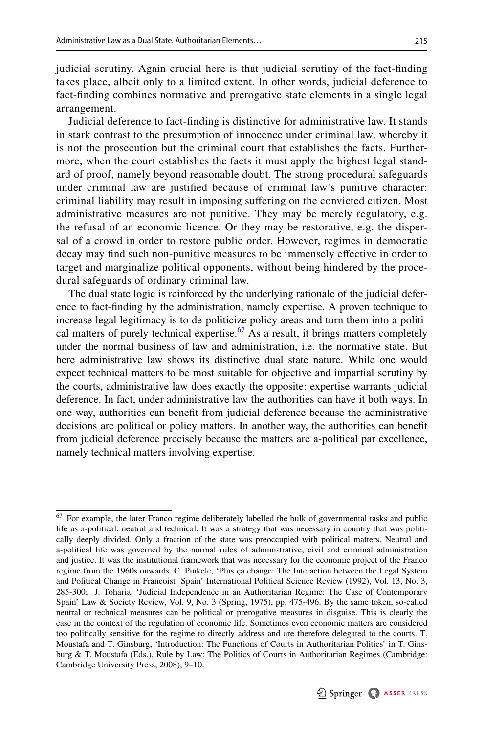judicial scrutiny. Again crucial here is that judicial scrutiny of the fact-finding takes place, albeit only to a limited extent. In other words, judicial deference to fact-finding combines normative and prerogative state elements in a single legal arrangement.

Judicial deference to fact-finding is distinctive for administrative law. It stands in stark contrast to the presumption of innocence under criminal law, whereby it is not the prosecution but the criminal court that establishes the facts. Furthermore, when the court establishes the facts it must apply the highest legal standard of proof, namely beyond reasonable doubt. The strong procedural safeguards under criminal law are justified because of criminal law's punitive character: criminal liability may result in imposing suffering on the convicted citizen. Most administrative measures are not punitive. They may be merely regulatory, e.g. the refusal of an economic licence. Or they may be restorative, e.g. the dispersal of a crowd in order to restore public order. However, regimes in democratic decay may find such non-punitive measures to be immensely effective in order to target and marginalize political opponents, without being hindered by the procedural safeguards of ordinary criminal law.

The dual state logic is reinforced by the underlying rationale of the judicial deference to fact-finding by the administration, namely expertise. A proven technique to increase legal legitimacy is to de-politicize policy areas and turn them into a-political matters of purely technical expertise.[67] As a result, it brings matters completely under the normal business of law and administration, i.e. the normative state. But here administrative law shows its distinctive dual state nature. While one would expect technical matters to be most suitable for objective and impartial scrutiny by the courts, administrative law does exactly the opposite: expertise warrants judicial deference. In fact, under administrative law the authorities can have it both ways. In one way, authorities can benefit from judicial deference because the administrative decisions are political or policy matters. In another way, the authorities can benefit from judicial deference precisely because the matters are a-political par excellence, namely technical matters involving expertise.

---

[67] For example, the later Franco regime deliberately labelled the bulk of governmental tasks and public life as a-political, neutral and technical. It was a strategy that was necessary in country that was politically deeply divided. Only a fraction of the state was preoccupied with political matters. Neutral and a-political life was governed by the normal rules of administrative, civil and criminal administration and justice. It was the institutional framework that was necessary for the economic project of the Franco regime from the 1960s onwards. C. Pinkele, 'Plus ça change: The Interaction between the Legal System and Political Change in Francoist Spain' International Political Science Review (1992), Vol. 13, No. 3, 285-300; J. Toharia, 'Judicial Independence in an Authoritarian Regime: The Case of Contemporary Spain' Law & Society Review, Vol. 9, No. 3 (Spring, 1975), pp. 475-496. By the same token, so-called neutral or technical measures can be political or prerogative measures in disguise. This is clearly the case in the context of the regulation of economic life. Sometimes even economic matters are considered too politically sensitive for the regime to directly address and are therefore delegated to the courts. T. Moustafa and T. Ginsburg, 'Introduction: The Functions of Courts in Authoritarian Politics' in T. Ginsburg & T. Moustafa (Eds.), Rule by Law: The Politics of Courts in Authoritarian Regimes (Cambridge: Cambridge University Press, 2008), 9–10.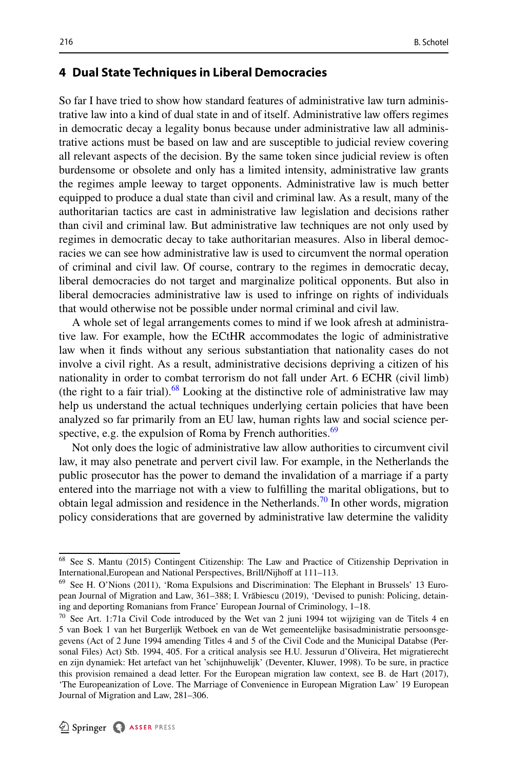## 4 Dual State Techniques in Liberal Democracies

So far I have tried to show how standard features of administrative law turn administrative law into a kind of dual state in and of itself. Administrative law offers regimes in democratic decay a legality bonus because under administrative law all administrative actions must be based on law and are susceptible to judicial review covering all relevant aspects of the decision. By the same token since judicial review is often burdensome or obsolete and only has a limited intensity, administrative law grants the regimes ample leeway to target opponents. Administrative law is much better equipped to produce a dual state than civil and criminal law. As a result, many of the authoritarian tactics are cast in administrative law legislation and decisions rather than civil and criminal law. But administrative law techniques are not only used by regimes in democratic decay to take authoritarian measures. Also in liberal democracies we can see how administrative law is used to circumvent the normal operation of criminal and civil law. Of course, contrary to the regimes in democratic decay, liberal democracies do not target and marginalize political opponents. But also in liberal democracies administrative law is used to infringe on rights of individuals that would otherwise not be possible under normal criminal and civil law.

A whole set of legal arrangements comes to mind if we look afresh at administrative law. For example, how the ECtHR accommodates the logic of administrative law when it finds without any serious substantiation that nationality cases do not involve a civil right. As a result, administrative decisions depriving a citizen of his nationality in order to combat terrorism do not fall under Art. 6 ECHR (civil limb) (the right to a fair trial).[68] Looking at the distinctive role of administrative law may help us understand the actual techniques underlying certain policies that have been analyzed so far primarily from an EU law, human rights law and social science perspective, e.g. the expulsion of Roma by French authorities.[69]

Not only does the logic of administrative law allow authorities to circumvent civil law, it may also penetrate and pervert civil law. For example, in the Netherlands the public prosecutor has the power to demand the invalidation of a marriage if a party entered into the marriage not with a view to fulfilling the marital obligations, but to obtain legal admission and residence in the Netherlands.[70] In other words, migration policy considerations that are governed by administrative law determine the validity

---

[68] See S. Mantu (2015) Contingent Citizenship: The Law and Practice of Citizenship Deprivation in International,European and National Perspectives, Brill/Nijhoff at 111–113.

[69] See H. O'Nions (2011), 'Roma Expulsions and Discrimination: The Elephant in Brussels' 13 European Journal of Migration and Law, 361–388; I. Vrăbiescu (2019), 'Devised to punish: Policing, detaining and deporting Romanians from France' European Journal of Criminology, 1–18.

[70] See Art. 1:71a Civil Code introduced by the Wet van 2 juni 1994 tot wijziging van de Titels 4 en 5 van Boek 1 van het Burgerlijk Wetboek en van de Wet gemeentelijke basisadministratie persoonsgegevens (Act of 2 June 1994 amending Titles 4 and 5 of the Civil Code and the Municipal Databse (Personal Files) Act) Stb. 1994, 405. For a critical analysis see H.U. Jessurun d'Oliveira, Het migratierecht en zijn dynamiek: Het artefact van het 'schijnhuwelijk' (Deventer, Kluwer, 1998). To be sure, in practice this provision remained a dead letter. For the European migration law context, see B. de Hart (2017), 'The Europeanization of Love. The Marriage of Convenience in European Migration Law' 19 European Journal of Migration and Law, 281–306.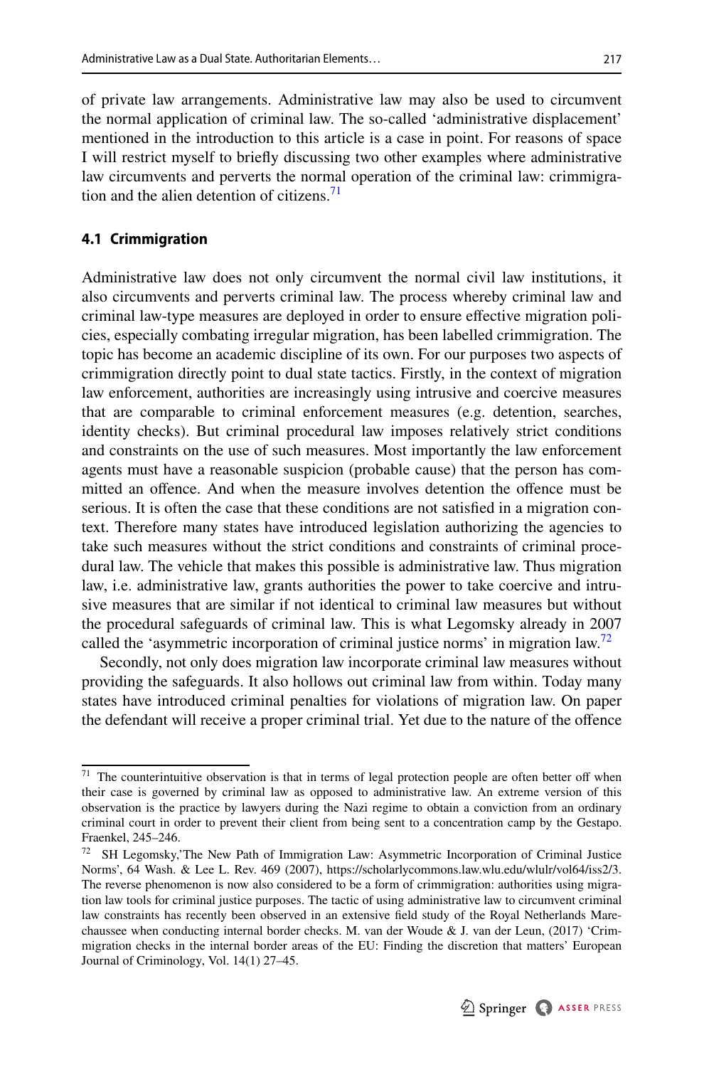of private law arrangements. Administrative law may also be used to circumvent the normal application of criminal law. The so-called 'administrative displacement' mentioned in the introduction to this article is a case in point. For reasons of space I will restrict myself to briefly discussing two other examples where administrative law circumvents and perverts the normal operation of the criminal law: crimmigration and the alien detention of citizens.[71]

### 4.1 Crimmigration

Administrative law does not only circumvent the normal civil law institutions, it also circumvents and perverts criminal law. The process whereby criminal law and criminal law-type measures are deployed in order to ensure effective migration policies, especially combating irregular migration, has been labelled crimmigration. The topic has become an academic discipline of its own. For our purposes two aspects of crimmigration directly point to dual state tactics. Firstly, in the context of migration law enforcement, authorities are increasingly using intrusive and coercive measures that are comparable to criminal enforcement measures (e.g. detention, searches, identity checks). But criminal procedural law imposes relatively strict conditions and constraints on the use of such measures. Most importantly the law enforcement agents must have a reasonable suspicion (probable cause) that the person has committed an offence. And when the measure involves detention the offence must be serious. It is often the case that these conditions are not satisfied in a migration context. Therefore many states have introduced legislation authorizing the agencies to take such measures without the strict conditions and constraints of criminal procedural law. The vehicle that makes this possible is administrative law. Thus migration law, i.e. administrative law, grants authorities the power to take coercive and intrusive measures that are similar if not identical to criminal law measures but without the procedural safeguards of criminal law. This is what Legomsky already in 2007 called the 'asymmetric incorporation of criminal justice norms' in migration law.[72]

Secondly, not only does migration law incorporate criminal law measures without providing the safeguards. It also hollows out criminal law from within. Today many states have introduced criminal penalties for violations of migration law. On paper the defendant will receive a proper criminal trial. Yet due to the nature of the offence

---

[71] The counterintuitive observation is that in terms of legal protection people are often better off when their case is governed by criminal law as opposed to administrative law. An extreme version of this observation is the practice by lawyers during the Nazi regime to obtain a conviction from an ordinary criminal court in order to prevent their client from being sent to a concentration camp by the Gestapo. Fraenkel, 245–246.

[72] SH Legomsky,'The New Path of Immigration Law: Asymmetric Incorporation of Criminal Justice Norms', 64 Wash. & Lee L. Rev. 469 (2007), https://scholarlycommons.law.wlu.edu/wlulr/vol64/iss2/3. The reverse phenomenon is now also considered to be a form of crimmigration: authorities using migration law tools for criminal justice purposes. The tactic of using administrative law to circumvent criminal law constraints has recently been observed in an extensive field study of the Royal Netherlands Marechaussee when conducting internal border checks. M. van der Woude & J. van der Leun, (2017) 'Crimmigration checks in the internal border areas of the EU: Finding the discretion that matters' European Journal of Criminology, Vol. 14(1) 27–45.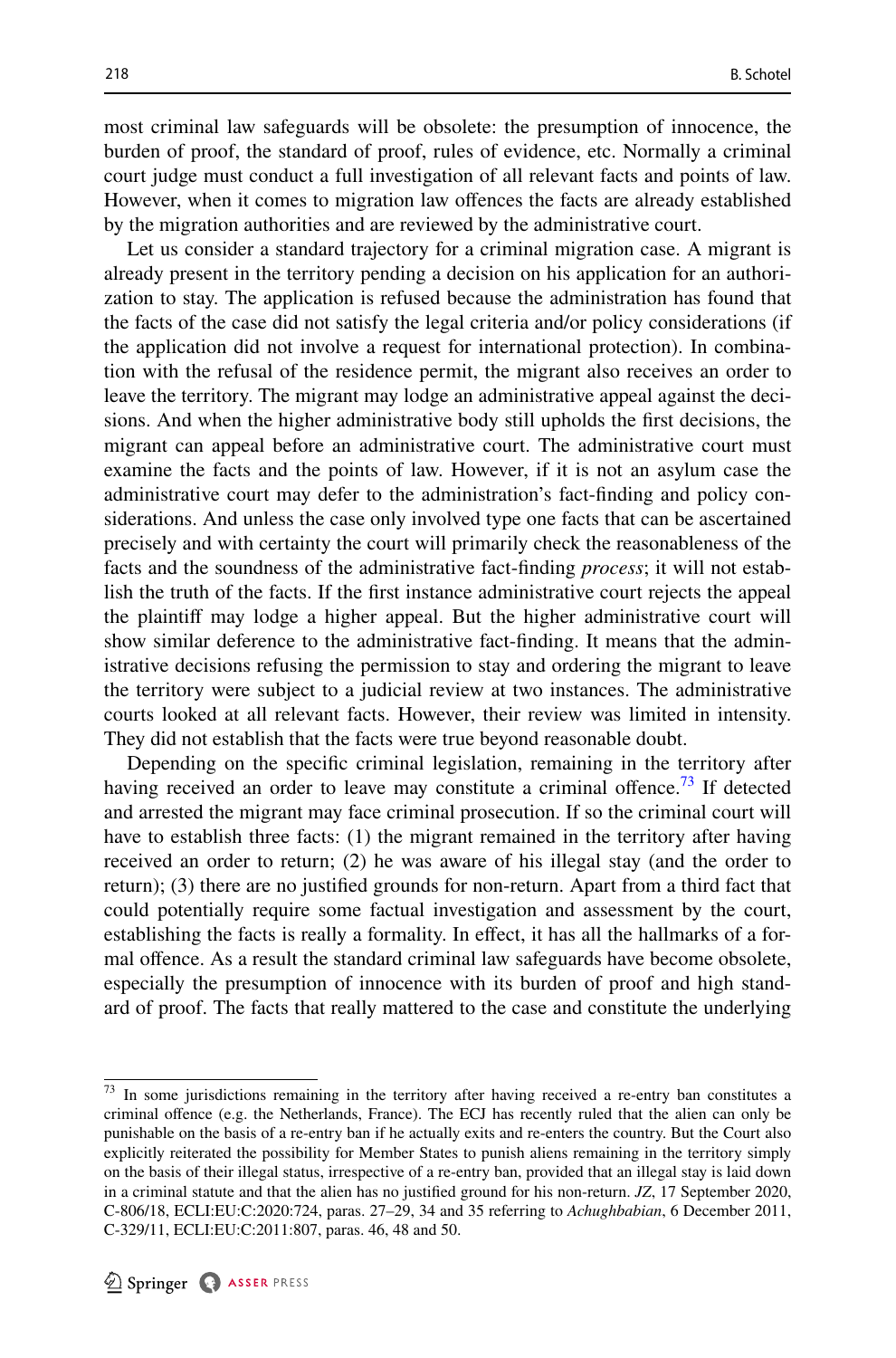most criminal law safeguards will be obsolete: the presumption of innocence, the burden of proof, the standard of proof, rules of evidence, etc. Normally a criminal court judge must conduct a full investigation of all relevant facts and points of law. However, when it comes to migration law offences the facts are already established by the migration authorities and are reviewed by the administrative court.

Let us consider a standard trajectory for a criminal migration case. A migrant is already present in the territory pending a decision on his application for an authorization to stay. The application is refused because the administration has found that the facts of the case did not satisfy the legal criteria and/or policy considerations (if the application did not involve a request for international protection). In combination with the refusal of the residence permit, the migrant also receives an order to leave the territory. The migrant may lodge an administrative appeal against the decisions. And when the higher administrative body still upholds the first decisions, the migrant can appeal before an administrative court. The administrative court must examine the facts and the points of law. However, if it is not an asylum case the administrative court may defer to the administration's fact-finding and policy considerations. And unless the case only involved type one facts that can be ascertained precisely and with certainty the court will primarily check the reasonableness of the facts and the soundness of the administrative fact-finding *process*; it will not establish the truth of the facts. If the first instance administrative court rejects the appeal the plaintiff may lodge a higher appeal. But the higher administrative court will show similar deference to the administrative fact-finding. It means that the administrative decisions refusing the permission to stay and ordering the migrant to leave the territory were subject to a judicial review at two instances. The administrative courts looked at all relevant facts. However, their review was limited in intensity. They did not establish that the facts were true beyond reasonable doubt.

Depending on the specific criminal legislation, remaining in the territory after having received an order to leave may constitute a criminal offence.[73] If detected and arrested the migrant may face criminal prosecution. If so the criminal court will have to establish three facts: (1) the migrant remained in the territory after having received an order to return; (2) he was aware of his illegal stay (and the order to return); (3) there are no justified grounds for non-return. Apart from a third fact that could potentially require some factual investigation and assessment by the court, establishing the facts is really a formality. In effect, it has all the hallmarks of a formal offence. As a result the standard criminal law safeguards have become obsolete, especially the presumption of innocence with its burden of proof and high standard of proof. The facts that really mattered to the case and constitute the underlying

[73] In some jurisdictions remaining in the territory after having received a re-entry ban constitutes a criminal offence (e.g. the Netherlands, France). The ECJ has recently ruled that the alien can only be punishable on the basis of a re-entry ban if he actually exits and re-enters the country. But the Court also explicitly reiterated the possibility for Member States to punish aliens remaining in the territory simply on the basis of their illegal status, irrespective of a re-entry ban, provided that an illegal stay is laid down in a criminal statute and that the alien has no justified ground for his non-return. *JZ*, 17 September 2020, C-806/18, ECLI:EU:C:2020:724, paras. 27–29, 34 and 35 referring to *Achughbabian*, 6 December 2011, C-329/11, ECLI:EU:C:2011:807, paras. 46, 48 and 50.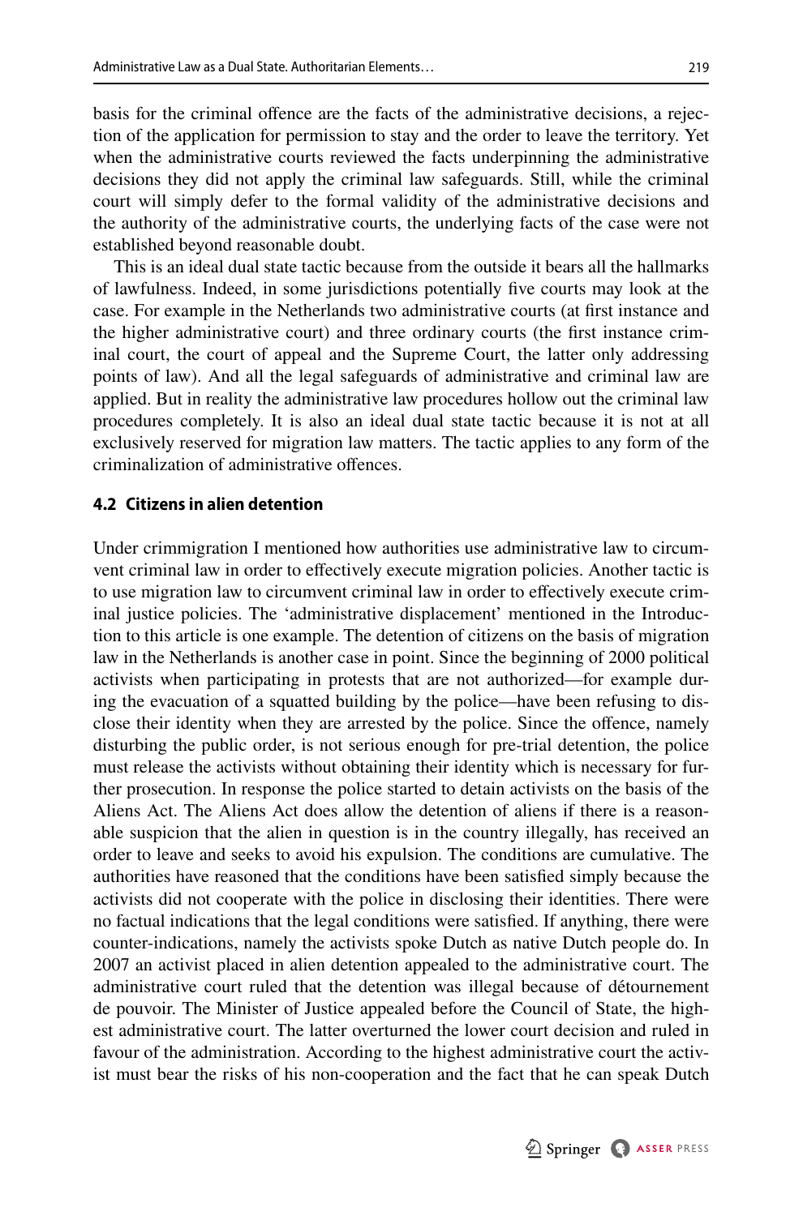basis for the criminal offence are the facts of the administrative decisions, a rejection of the application for permission to stay and the order to leave the territory. Yet when the administrative courts reviewed the facts underpinning the administrative decisions they did not apply the criminal law safeguards. Still, while the criminal court will simply defer to the formal validity of the administrative decisions and the authority of the administrative courts, the underlying facts of the case were not established beyond reasonable doubt.

This is an ideal dual state tactic because from the outside it bears all the hallmarks of lawfulness. Indeed, in some jurisdictions potentially five courts may look at the case. For example in the Netherlands two administrative courts (at first instance and the higher administrative court) and three ordinary courts (the first instance criminal court, the court of appeal and the Supreme Court, the latter only addressing points of law). And all the legal safeguards of administrative and criminal law are applied. But in reality the administrative law procedures hollow out the criminal law procedures completely. It is also an ideal dual state tactic because it is not at all exclusively reserved for migration law matters. The tactic applies to any form of the criminalization of administrative offences.

### 4.2 Citizens in alien detention

Under crimmigration I mentioned how authorities use administrative law to circumvent criminal law in order to effectively execute migration policies. Another tactic is to use migration law to circumvent criminal law in order to effectively execute criminal justice policies. The 'administrative displacement' mentioned in the Introduction to this article is one example. The detention of citizens on the basis of migration law in the Netherlands is another case in point. Since the beginning of 2000 political activists when participating in protests that are not authorized—for example during the evacuation of a squatted building by the police—have been refusing to disclose their identity when they are arrested by the police. Since the offence, namely disturbing the public order, is not serious enough for pre-trial detention, the police must release the activists without obtaining their identity which is necessary for further prosecution. In response the police started to detain activists on the basis of the Aliens Act. The Aliens Act does allow the detention of aliens if there is a reasonable suspicion that the alien in question is in the country illegally, has received an order to leave and seeks to avoid his expulsion. The conditions are cumulative. The authorities have reasoned that the conditions have been satisfied simply because the activists did not cooperate with the police in disclosing their identities. There were no factual indications that the legal conditions were satisfied. If anything, there were counter-indications, namely the activists spoke Dutch as native Dutch people do. In 2007 an activist placed in alien detention appealed to the administrative court. The administrative court ruled that the detention was illegal because of détournement de pouvoir. The Minister of Justice appealed before the Council of State, the highest administrative court. The latter overturned the lower court decision and ruled in favour of the administration. According to the highest administrative court the activist must bear the risks of his non-cooperation and the fact that he can speak Dutch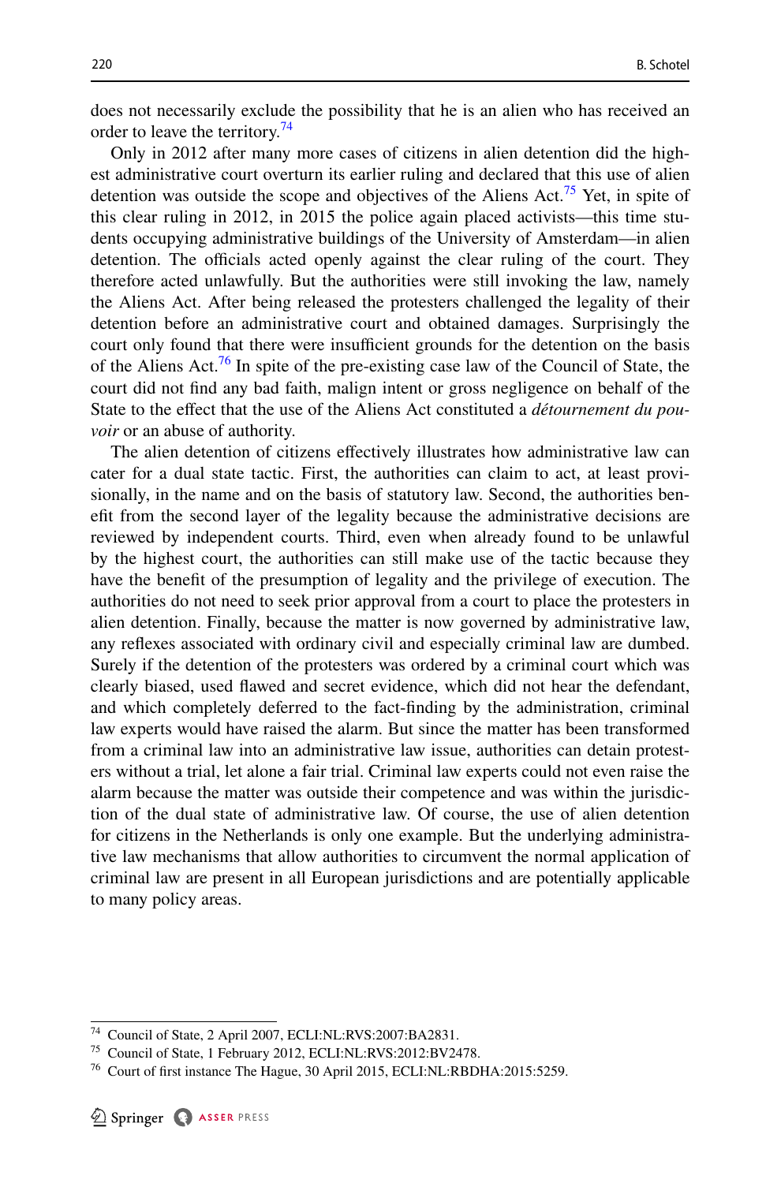does not necessarily exclude the possibility that he is an alien who has received an order to leave the territory.[74]

Only in 2012 after many more cases of citizens in alien detention did the highest administrative court overturn its earlier ruling and declared that this use of alien detention was outside the scope and objectives of the Aliens Act.[75] Yet, in spite of this clear ruling in 2012, in 2015 the police again placed activists—this time students occupying administrative buildings of the University of Amsterdam—in alien detention. The officials acted openly against the clear ruling of the court. They therefore acted unlawfully. But the authorities were still invoking the law, namely the Aliens Act. After being released the protesters challenged the legality of their detention before an administrative court and obtained damages. Surprisingly the court only found that there were insufficient grounds for the detention on the basis of the Aliens Act.[76] In spite of the pre-existing case law of the Council of State, the court did not find any bad faith, malign intent or gross negligence on behalf of the State to the effect that the use of the Aliens Act constituted a *détournement du pouvoir* or an abuse of authority.

The alien detention of citizens effectively illustrates how administrative law can cater for a dual state tactic. First, the authorities can claim to act, at least provisionally, in the name and on the basis of statutory law. Second, the authorities benefit from the second layer of the legality because the administrative decisions are reviewed by independent courts. Third, even when already found to be unlawful by the highest court, the authorities can still make use of the tactic because they have the benefit of the presumption of legality and the privilege of execution. The authorities do not need to seek prior approval from a court to place the protesters in alien detention. Finally, because the matter is now governed by administrative law, any reflexes associated with ordinary civil and especially criminal law are dumbed. Surely if the detention of the protesters was ordered by a criminal court which was clearly biased, used flawed and secret evidence, which did not hear the defendant, and which completely deferred to the fact-finding by the administration, criminal law experts would have raised the alarm. But since the matter has been transformed from a criminal law into an administrative law issue, authorities can detain protesters without a trial, let alone a fair trial. Criminal law experts could not even raise the alarm because the matter was outside their competence and was within the jurisdiction of the dual state of administrative law. Of course, the use of alien detention for citizens in the Netherlands is only one example. But the underlying administrative law mechanisms that allow authorities to circumvent the normal application of criminal law are present in all European jurisdictions and are potentially applicable to many policy areas.

---

[74] Council of State, 2 April 2007, ECLI:NL:RVS:2007:BA2831.

[75] Council of State, 1 February 2012, ECLI:NL:RVS:2012:BV2478.

[76] Court of first instance The Hague, 30 April 2015, ECLI:NL:RBDHA:2015:5259.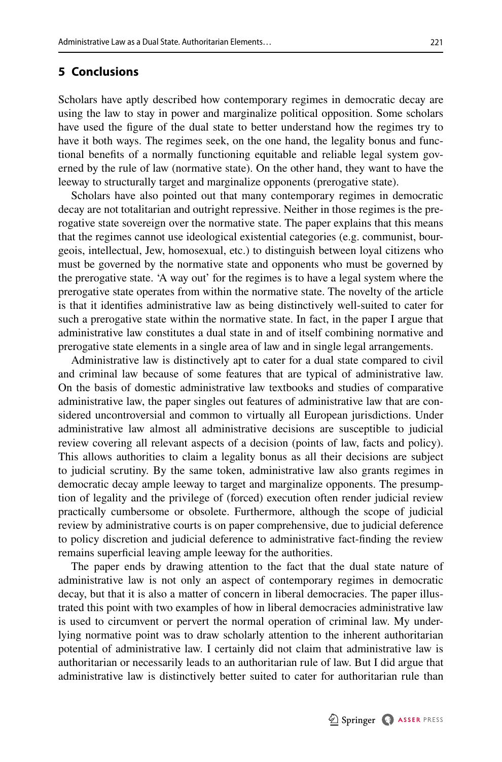## 5 Conclusions

Scholars have aptly described how contemporary regimes in democratic decay are using the law to stay in power and marginalize political opposition. Some scholars have used the figure of the dual state to better understand how the regimes try to have it both ways. The regimes seek, on the one hand, the legality bonus and functional benefits of a normally functioning equitable and reliable legal system governed by the rule of law (normative state). On the other hand, they want to have the leeway to structurally target and marginalize opponents (prerogative state).

Scholars have also pointed out that many contemporary regimes in democratic decay are not totalitarian and outright repressive. Neither in those regimes is the prerogative state sovereign over the normative state. The paper explains that this means that the regimes cannot use ideological existential categories (e.g. communist, bourgeois, intellectual, Jew, homosexual, etc.) to distinguish between loyal citizens who must be governed by the normative state and opponents who must be governed by the prerogative state. 'A way out' for the regimes is to have a legal system where the prerogative state operates from within the normative state. The novelty of the article is that it identifies administrative law as being distinctively well-suited to cater for such a prerogative state within the normative state. In fact, in the paper I argue that administrative law constitutes a dual state in and of itself combining normative and prerogative state elements in a single area of law and in single legal arrangements.

Administrative law is distinctively apt to cater for a dual state compared to civil and criminal law because of some features that are typical of administrative law. On the basis of domestic administrative law textbooks and studies of comparative administrative law, the paper singles out features of administrative law that are considered uncontroversial and common to virtually all European jurisdictions. Under administrative law almost all administrative decisions are susceptible to judicial review covering all relevant aspects of a decision (points of law, facts and policy). This allows authorities to claim a legality bonus as all their decisions are subject to judicial scrutiny. By the same token, administrative law also grants regimes in democratic decay ample leeway to target and marginalize opponents. The presumption of legality and the privilege of (forced) execution often render judicial review practically cumbersome or obsolete. Furthermore, although the scope of judicial review by administrative courts is on paper comprehensive, due to judicial deference to policy discretion and judicial deference to administrative fact-finding the review remains superficial leaving ample leeway for the authorities.

The paper ends by drawing attention to the fact that the dual state nature of administrative law is not only an aspect of contemporary regimes in democratic decay, but that it is also a matter of concern in liberal democracies. The paper illustrated this point with two examples of how in liberal democracies administrative law is used to circumvent or pervert the normal operation of criminal law. My underlying normative point was to draw scholarly attention to the inherent authoritarian potential of administrative law. I certainly did not claim that administrative law is authoritarian or necessarily leads to an authoritarian rule of law. But I did argue that administrative law is distinctively better suited to cater for authoritarian rule than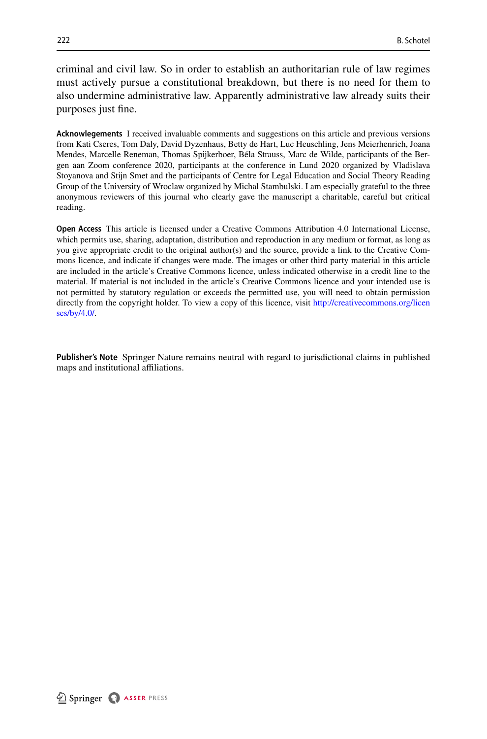criminal and civil law. So in order to establish an authoritarian rule of law regimes must actively pursue a constitutional breakdown, but there is no need for them to also undermine administrative law. Apparently administrative law already suits their purposes just fine.

**Acknowlegements** I received invaluable comments and suggestions on this article and previous versions from Kati Cseres, Tom Daly, David Dyzenhaus, Betty de Hart, Luc Heuschling, Jens Meierhenrich, Joana Mendes, Marcelle Reneman, Thomas Spijkerboer, Béla Strauss, Marc de Wilde, participants of the Bergen aan Zoom conference 2020, participants at the conference in Lund 2020 organized by Vladislava Stoyanova and Stijn Smet and the participants of Centre for Legal Education and Social Theory Reading Group of the University of Wroclaw organized by Michal Stambulski. I am especially grateful to the three anonymous reviewers of this journal who clearly gave the manuscript a charitable, careful but critical reading.

**Open Access** This article is licensed under a Creative Commons Attribution 4.0 International License, which permits use, sharing, adaptation, distribution and reproduction in any medium or format, as long as you give appropriate credit to the original author(s) and the source, provide a link to the Creative Commons licence, and indicate if changes were made. The images or other third party material in this article are included in the article's Creative Commons licence, unless indicated otherwise in a credit line to the material. If material is not included in the article's Creative Commons licence and your intended use is not permitted by statutory regulation or exceeds the permitted use, you will need to obtain permission directly from the copyright holder. To view a copy of this licence, visit http://creativecommons.org/licenses/by/4.0/.

**Publisher's Note** Springer Nature remains neutral with regard to jurisdictional claims in published maps and institutional affiliations.